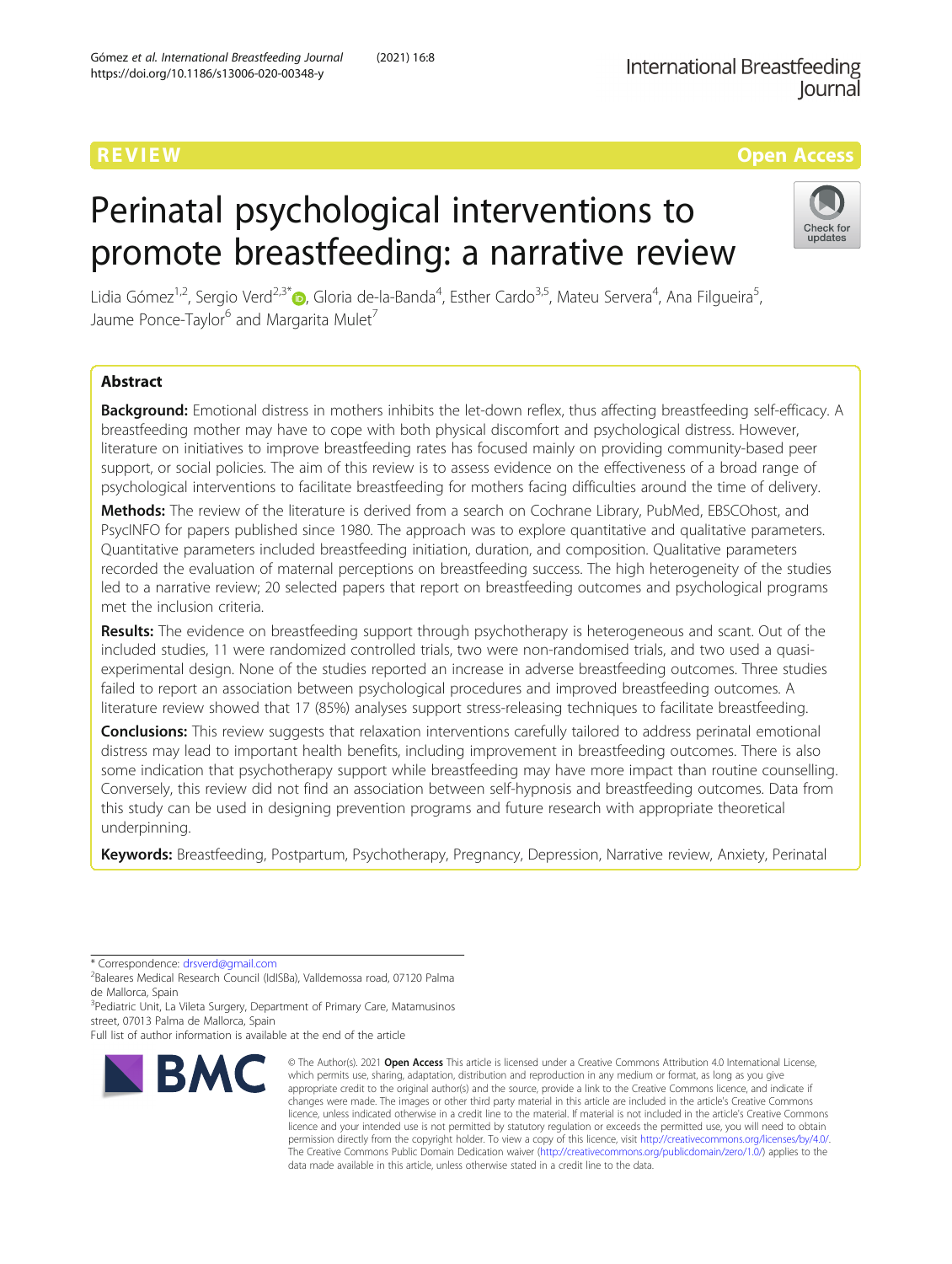REVIEW

Open Access

# Perinatal psychological interventions to promote breastfeeding: a narrative review

Lidia Gómez[1,2], Sergio Verd[2,3*], Gloria de-la-Banda[4], Esther Cardo[3,5], Mateu Servera[4], Ana Filgueira[5], Jaume Ponce-Taylor[6] and Margarita Mulet[7]

## Abstract

**Background:** Emotional distress in mothers inhibits the let-down reflex, thus affecting breastfeeding self-efficacy. A breastfeeding mother may have to cope with both physical discomfort and psychological distress. However, literature on initiatives to improve breastfeeding rates has focused mainly on providing community-based peer support, or social policies. The aim of this review is to assess evidence on the effectiveness of a broad range of psychological interventions to facilitate breastfeeding for mothers facing difficulties around the time of delivery.

**Methods:** The review of the literature is derived from a search on Cochrane Library, PubMed, EBSCOhost, and PsycINFO for papers published since 1980. The approach was to explore quantitative and qualitative parameters. Quantitative parameters included breastfeeding initiation, duration, and composition. Qualitative parameters recorded the evaluation of maternal perceptions on breastfeeding success. The high heterogeneity of the studies led to a narrative review; 20 selected papers that report on breastfeeding outcomes and psychological programs met the inclusion criteria.

**Results:** The evidence on breastfeeding support through psychotherapy is heterogeneous and scant. Out of the included studies, 11 were randomized controlled trials, two were non-randomised trials, and two used a quasi-experimental design. None of the studies reported an increase in adverse breastfeeding outcomes. Three studies failed to report an association between psychological procedures and improved breastfeeding outcomes. A literature review showed that 17 (85%) analyses support stress-releasing techniques to facilitate breastfeeding.

**Conclusions:** This review suggests that relaxation interventions carefully tailored to address perinatal emotional distress may lead to important health benefits, including improvement in breastfeeding outcomes. There is also some indication that psychotherapy support while breastfeeding may have more impact than routine counselling. Conversely, this review did not find an association between self-hypnosis and breastfeeding outcomes. Data from this study can be used in designing prevention programs and future research with appropriate theoretical underpinning.

**Keywords:** Breastfeeding, Postpartum, Psychotherapy, Pregnancy, Depression, Narrative review, Anxiety, Perinatal

* Correspondence: drsverd@gmail.com
[2]Baleares Medical Research Council (IdISBa), Valldemossa road, 07120 Palma de Mallorca, Spain
[3]Pediatric Unit, La Vileta Surgery, Department of Primary Care, Matamusinos street, 07013 Palma de Mallorca, Spain
Full list of author information is available at the end of the article

© The Author(s). 2021 **Open Access** This article is licensed under a Creative Commons Attribution 4.0 International License, which permits use, sharing, adaptation, distribution and reproduction in any medium or format, as long as you give appropriate credit to the original author(s) and the source, provide a link to the Creative Commons licence, and indicate if changes were made. The images or other third party material in this article are included in the article's Creative Commons licence, unless indicated otherwise in a credit line to the material. If material is not included in the article's Creative Commons licence and your intended use is not permitted by statutory regulation or exceeds the permitted use, you will need to obtain permission directly from the copyright holder. To view a copy of this licence, visit http://creativecommons.org/licenses/by/4.0/. The Creative Commons Public Domain Dedication waiver (http://creativecommons.org/publicdomain/zero/1.0/) applies to the data made available in this article, unless otherwise stated in a credit line to the data.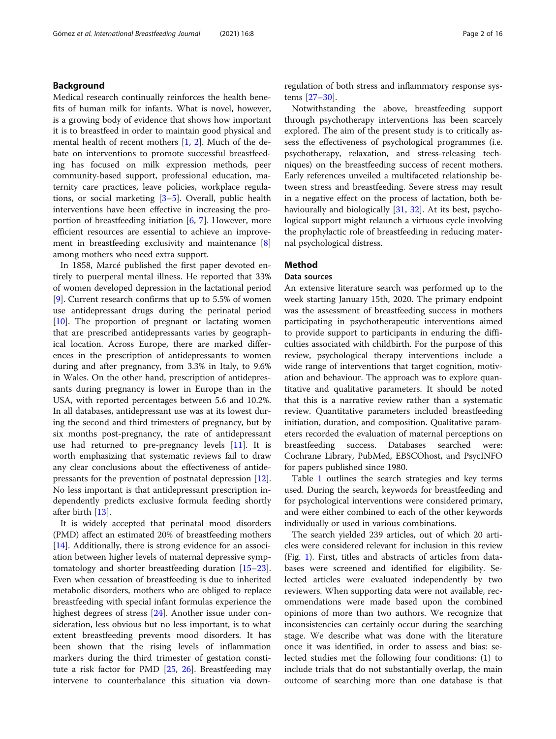## Background

Medical research continually reinforces the health benefits of human milk for infants. What is novel, however, is a growing body of evidence that shows how important it is to breastfeed in order to maintain good physical and mental health of recent mothers [1, 2]. Much of the debate on interventions to promote successful breastfeeding has focused on milk expression methods, peer community-based support, professional education, maternity care practices, leave policies, workplace regulations, or social marketing [3–5]. Overall, public health interventions have been effective in increasing the proportion of breastfeeding initiation [6, 7]. However, more efficient resources are essential to achieve an improvement in breastfeeding exclusivity and maintenance [8] among mothers who need extra support.

In 1858, Marcé published the first paper devoted entirely to puerperal mental illness. He reported that 33% of women developed depression in the lactational period [9]. Current research confirms that up to 5.5% of women use antidepressant drugs during the perinatal period [10]. The proportion of pregnant or lactating women that are prescribed antidepressants varies by geographical location. Across Europe, there are marked differences in the prescription of antidepressants to women during and after pregnancy, from 3.3% in Italy, to 9.6% in Wales. On the other hand, prescription of antidepressants during pregnancy is lower in Europe than in the USA, with reported percentages between 5.6 and 10.2%. In all databases, antidepressant use was at its lowest during the second and third trimesters of pregnancy, but by six months post-pregnancy, the rate of antidepressant use had returned to pre-pregnancy levels [11]. It is worth emphasizing that systematic reviews fail to draw any clear conclusions about the effectiveness of antidepressants for the prevention of postnatal depression [12]. No less important is that antidepressant prescription independently predicts exclusive formula feeding shortly after birth [13].

It is widely accepted that perinatal mood disorders (PMD) affect an estimated 20% of breastfeeding mothers [14]. Additionally, there is strong evidence for an association between higher levels of maternal depressive symptomatology and shorter breastfeeding duration [15–23]. Even when cessation of breastfeeding is due to inherited metabolic disorders, mothers who are obliged to replace breastfeeding with special infant formulas experience the highest degrees of stress [24]. Another issue under consideration, less obvious but no less important, is to what extent breastfeeding prevents mood disorders. It has been shown that the rising levels of inflammation markers during the third trimester of gestation constitute a risk factor for PMD [25, 26]. Breastfeeding may intervene to counterbalance this situation via down-regulation of both stress and inflammatory response systems [27–30].

Notwithstanding the above, breastfeeding support through psychotherapy interventions has been scarcely explored. The aim of the present study is to critically assess the effectiveness of psychological programmes (i.e. psychotherapy, relaxation, and stress-releasing techniques) on the breastfeeding success of recent mothers. Early references unveiled a multifaceted relationship between stress and breastfeeding. Severe stress may result in a negative effect on the process of lactation, both behaviourally and biologically [31, 32]. At its best, psychological support might relaunch a virtuous cycle involving the prophylactic role of breastfeeding in reducing maternal psychological distress.

## Method

### Data sources

An extensive literature search was performed up to the week starting January 15th, 2020. The primary endpoint was the assessment of breastfeeding success in mothers participating in psychotherapeutic interventions aimed to provide support to participants in enduring the difficulties associated with childbirth. For the purpose of this review, psychological therapy interventions include a wide range of interventions that target cognition, motivation and behaviour. The approach was to explore quantitative and qualitative parameters. It should be noted that this is a narrative review rather than a systematic review. Quantitative parameters included breastfeeding initiation, duration, and composition. Qualitative parameters recorded the evaluation of maternal perceptions on breastfeeding success. Databases searched were: Cochrane Library, PubMed, EBSCOhost, and PsycINFO for papers published since 1980.

Table 1 outlines the search strategies and key terms used. During the search, keywords for breastfeeding and for psychological interventions were considered primary, and were either combined to each of the other keywords individually or used in various combinations.

The search yielded 239 articles, out of which 20 articles were considered relevant for inclusion in this review (Fig. 1). First, titles and abstracts of articles from databases were screened and identified for eligibility. Selected articles were evaluated independently by two reviewers. When supporting data were not available, recommendations were made based upon the combined opinions of more than two authors. We recognize that inconsistencies can certainly occur during the searching stage. We describe what was done with the literature once it was identified, in order to assess and bias: selected studies met the following four conditions: (1) to include trials that do not substantially overlap, the main outcome of searching more than one database is that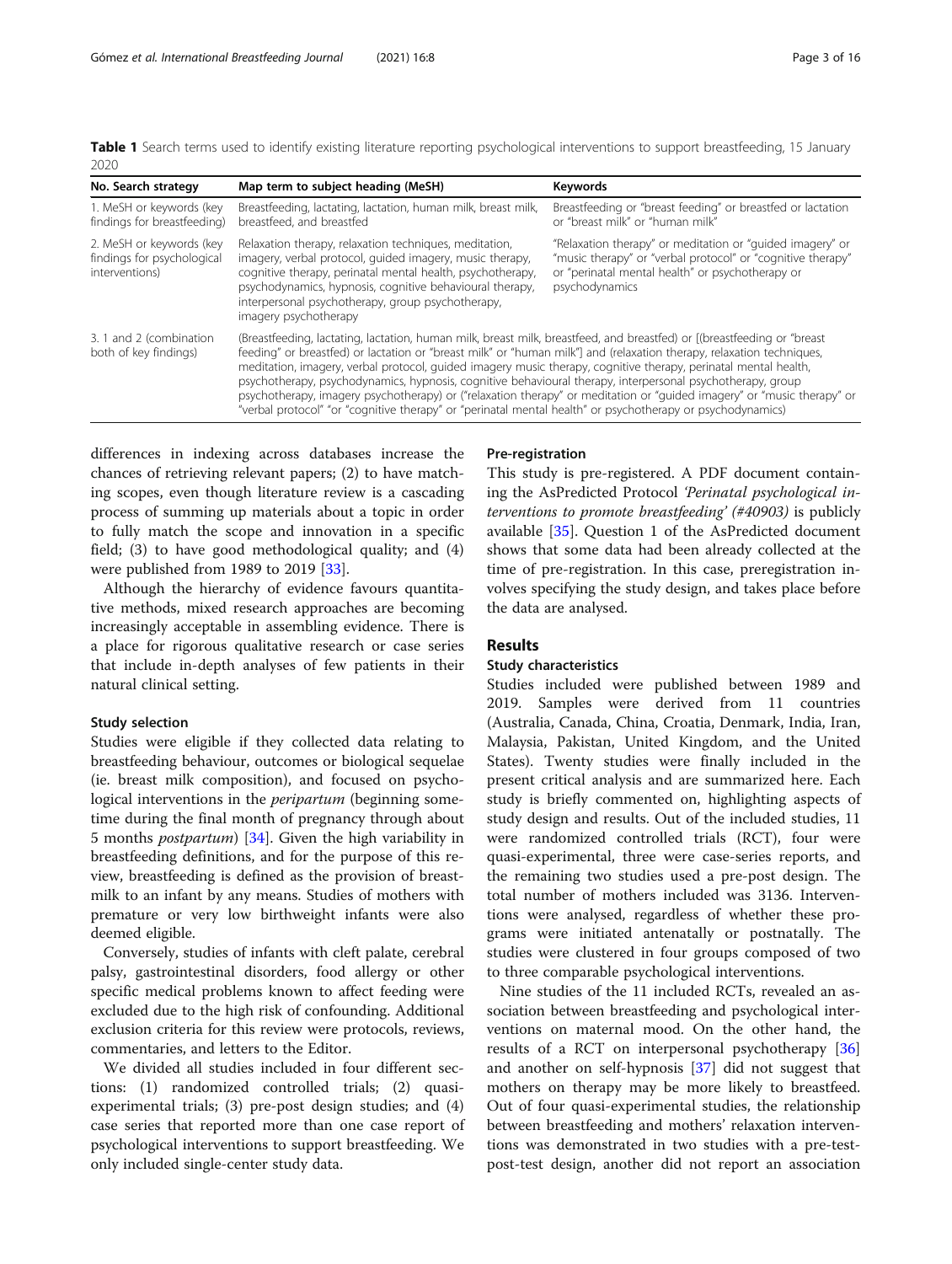**Table 1** Search terms used to identify existing literature reporting psychological interventions to support breastfeeding, 15 January 2020

| No. Search strategy | Map term to subject heading (MeSH) | Keywords |
| --- | --- | --- |
| 1. MeSH or keywords (key findings for breastfeeding) | Breastfeeding, lactating, lactation, human milk, breast milk, breastfeed, and breastfed | Breastfeeding or "breast feeding" or breastfed or lactation or "breast milk" or "human milk" |
| 2. MeSH or keywords (key findings for psychological interventions) | Relaxation therapy, relaxation techniques, meditation, imagery, verbal protocol, guided imagery, music therapy, cognitive therapy, perinatal mental health, psychotherapy, psychodynamics, hypnosis, cognitive behavioural therapy, interpersonal psychotherapy, group psychotherapy, imagery psychotherapy | "Relaxation therapy" or meditation or "guided imagery" or "music therapy" or "verbal protocol" or "cognitive therapy" or "perinatal mental health" or psychotherapy or psychodynamics |
| 3. 1 and 2 (combination both of key findings) | (Breastfeeding, lactating, lactation, human milk, breast milk, breastfeed, and breastfed) or [(breastfeeding or "breast feeding" or breastfed) or lactation or "breast milk" or "human milk"] and (relaxation therapy, relaxation techniques, meditation, imagery, verbal protocol, guided imagery music therapy, cognitive therapy, perinatal mental health, psychotherapy, psychodynamics, hypnosis, cognitive behavioural therapy, interpersonal psychotherapy, group psychotherapy, imagery psychotherapy) or ("relaxation therapy" or meditation or "guided imagery" or "music therapy" or "verbal protocol" "or "cognitive therapy" or "perinatal mental health" or psychotherapy or psychodynamics) | |

differences in indexing across databases increase the chances of retrieving relevant papers; (2) to have matching scopes, even though literature review is a cascading process of summing up materials about a topic in order to fully match the scope and innovation in a specific field; (3) to have good methodological quality; and (4) were published from 1989 to 2019 [33].

Although the hierarchy of evidence favours quantitative methods, mixed research approaches are becoming increasingly acceptable in assembling evidence. There is a place for rigorous qualitative research or case series that include in-depth analyses of few patients in their natural clinical setting.

### Study selection

Studies were eligible if they collected data relating to breastfeeding behaviour, outcomes or biological sequelae (ie. breast milk composition), and focused on psychological interventions in the *peripartum* (beginning sometime during the final month of pregnancy through about 5 months *postpartum*) [34]. Given the high variability in breastfeeding definitions, and for the purpose of this review, breastfeeding is defined as the provision of breastmilk to an infant by any means. Studies of mothers with premature or very low birthweight infants were also deemed eligible.

Conversely, studies of infants with cleft palate, cerebral palsy, gastrointestinal disorders, food allergy or other specific medical problems known to affect feeding were excluded due to the high risk of confounding. Additional exclusion criteria for this review were protocols, reviews, commentaries, and letters to the Editor.

We divided all studies included in four different sections: (1) randomized controlled trials; (2) quasi-experimental trials; (3) pre-post design studies; and (4) case series that reported more than one case report of psychological interventions to support breastfeeding. We only included single-center study data.

### Pre-registration

This study is pre-registered. A PDF document containing the AsPredicted Protocol *'Perinatal psychological interventions to promote breastfeeding' (#40903)* is publicly available [35]. Question 1 of the AsPredicted document shows that some data had been already collected at the time of pre-registration. In this case, preregistration involves specifying the study design, and takes place before the data are analysed.

## Results

### Study characteristics

Studies included were published between 1989 and 2019. Samples were derived from 11 countries (Australia, Canada, China, Croatia, Denmark, India, Iran, Malaysia, Pakistan, United Kingdom, and the United States). Twenty studies were finally included in the present critical analysis and are summarized here. Each study is briefly commented on, highlighting aspects of study design and results. Out of the included studies, 11 were randomized controlled trials (RCT), four were quasi-experimental, three were case-series reports, and the remaining two studies used a pre-post design. The total number of mothers included was 3136. Interventions were analysed, regardless of whether these programs were initiated antenatally or postnatally. The studies were clustered in four groups composed of two to three comparable psychological interventions.

Nine studies of the 11 included RCTs, revealed an association between breastfeeding and psychological interventions on maternal mood. On the other hand, the results of a RCT on interpersonal psychotherapy [36] and another on self-hypnosis [37] did not suggest that mothers on therapy may be more likely to breastfeed. Out of four quasi-experimental studies, the relationship between breastfeeding and mothers' relaxation interventions was demonstrated in two studies with a pre-test-post-test design, another did not report an association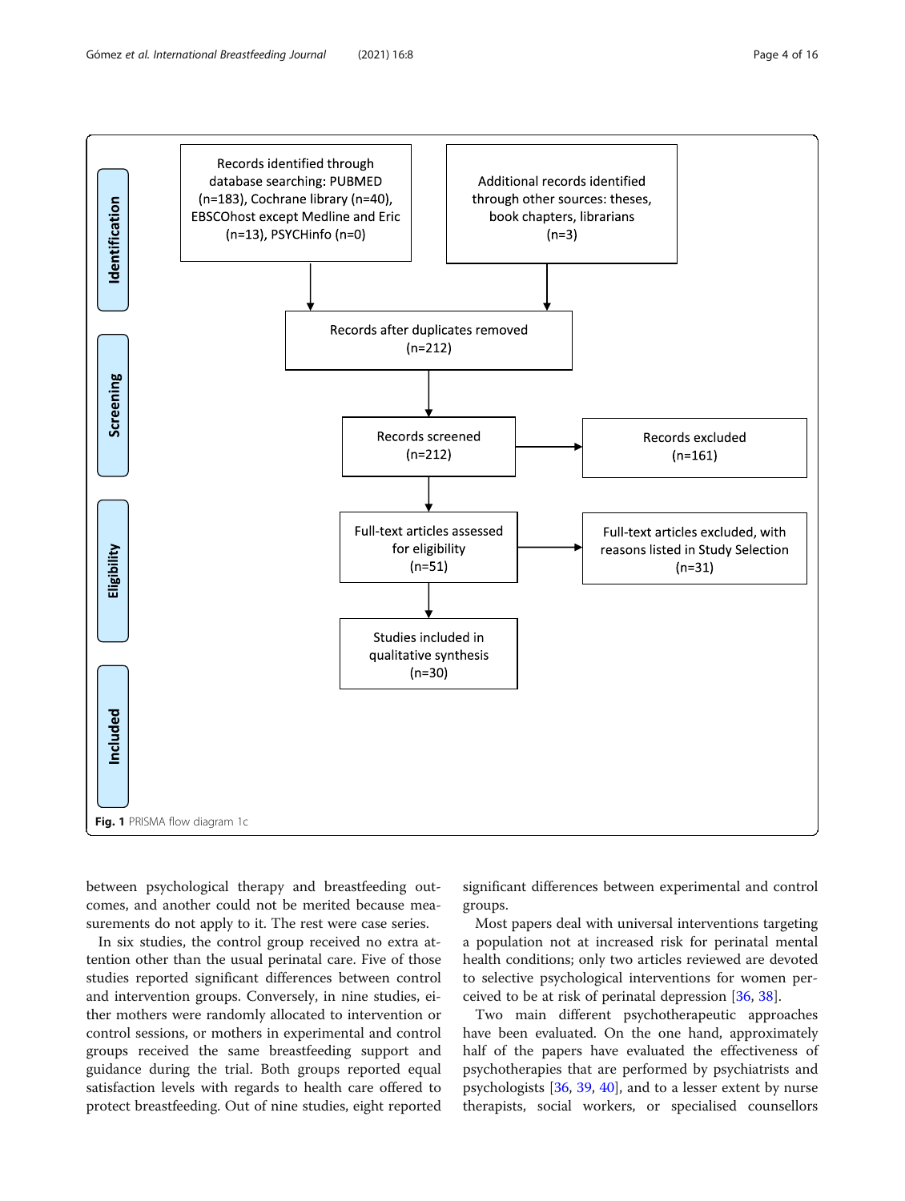Records identified through database searching: PUBMED (n=183), Cochrane library (n=40), EBSCOhost except Medline and Eric (n=13), PSYCHinfo (n=0)

Additional records identified through other sources: theses, book chapters, librarians (n=3)

Records after duplicates removed (n=212)

Records screened (n=212)

Records excluded (n=161)

Full-text articles assessed for eligibility (n=51)

Full-text articles excluded, with reasons listed in Study Selection (n=31)

Studies included in qualitative synthesis (n=30)

Identification | Screening | Eligibility | Included

**Fig. 1** PRISMA flow diagram 1c

between psychological therapy and breastfeeding outcomes, and another could not be merited because measurements do not apply to it. The rest were case series.

In six studies, the control group received no extra attention other than the usual perinatal care. Five of those studies reported significant differences between control and intervention groups. Conversely, in nine studies, either mothers were randomly allocated to intervention or control sessions, or mothers in experimental and control groups received the same breastfeeding support and guidance during the trial. Both groups reported equal satisfaction levels with regards to health care offered to protect breastfeeding. Out of nine studies, eight reported significant differences between experimental and control groups.

Most papers deal with universal interventions targeting a population not at increased risk for perinatal mental health conditions; only two articles reviewed are devoted to selective psychological interventions for women perceived to be at risk of perinatal depression [36, 38].

Two main different psychotherapeutic approaches have been evaluated. On the one hand, approximately half of the papers have evaluated the effectiveness of psychotherapies that are performed by psychiatrists and psychologists [36, 39, 40], and to a lesser extent by nurse therapists, social workers, or specialised counsellors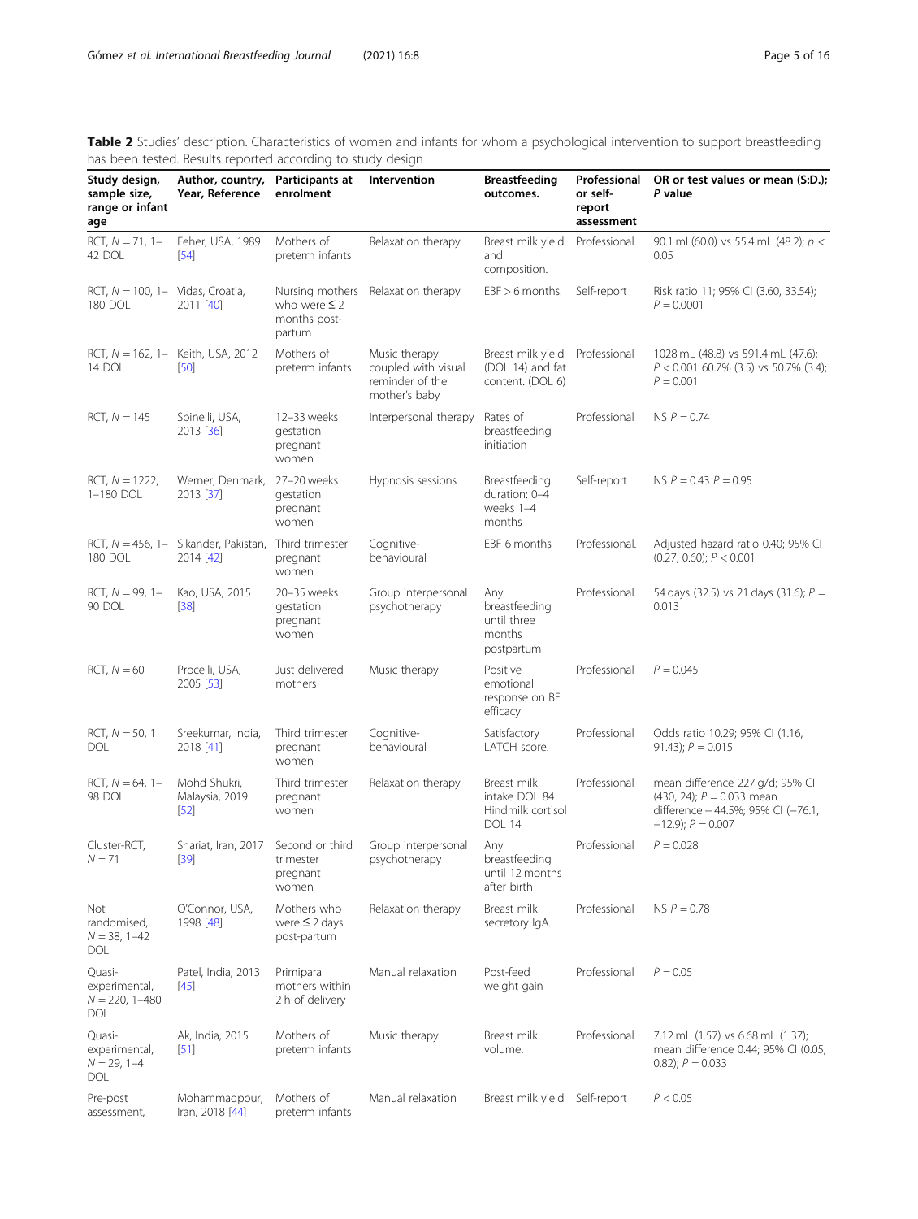**Table 2** Studies' description. Characteristics of women and infants for whom a psychological intervention to support breastfeeding has been tested. Results reported according to study design

| Study design, sample size, range or infant age | Author, country, Year, Reference | Participants at enrolment | Intervention | Breastfeeding outcomes. | Professional or self-report assessment | OR or test values or mean (S:D.); *P* value |
|---|---|---|---|---|---|---|
| RCT, $N = 71$, 1–42 DOL | Feher, USA, 1989 [54] | Mothers of preterm infants | Relaxation therapy | Breast milk yield and composition. | Professional | 90.1 mL(60.0) vs 55.4 mL (48.2); $p < 0.05$ |
| RCT, $N = 100$, 1–180 DOL | Vidas, Croatia, 2011 [40] | Nursing mothers who were ≤ 2 months post-partum | Relaxation therapy | EBF > 6 months. | Self-report | Risk ratio 11; 95% CI (3.60, 33.54); $P = 0.0001$ |
| RCT, $N = 162$, 1–14 DOL | Keith, USA, 2012 [50] | Mothers of preterm infants | Music therapy coupled with visual reminder of the mother's baby | Breast milk yield (DOL 14) and fat content. (DOL 6) | Professional | 1028 mL (48.8) vs 591.4 mL (47.6); $P < 0.001$ 60.7% (3.5) vs 50.7% (3.4); $P = 0.001$ |
| RCT, $N = 145$ | Spinelli, USA, 2013 [36] | 12–33 weeks gestation pregnant women | Interpersonal therapy | Rates of breastfeeding initiation | Professional | NS $P = 0.74$ |
| RCT, $N = 1222$, 1–180 DOL | Werner, Denmark, 2013 [37] | 27–20 weeks gestation pregnant women | Hypnosis sessions | Breastfeeding duration: 0–4 weeks 1–4 months | Self-report | NS $P = 0.43$ $P = 0.95$ |
| RCT, $N = 456$, 1–180 DOL | Sikander, Pakistan, 2014 [42] | Third trimester pregnant women | Cognitive-behavioural | EBF 6 months | Professional. | Adjusted hazard ratio 0.40; 95% CI (0.27, 0.60); $P < 0.001$ |
| RCT, $N = 99$, 1–90 DOL | Kao, USA, 2015 [38] | 20–35 weeks gestation pregnant women | Group interpersonal psychotherapy | Any breastfeeding until three months postpartum | Professional. | 54 days (32.5) vs 21 days (31.6); $P = 0.013$ |
| RCT, $N = 60$ | Procelli, USA, 2005 [53] | Just delivered mothers | Music therapy | Positive emotional response on BF efficacy | Professional | $P = 0.045$ |
| RCT, $N = 50$, 1 DOL | Sreekumar, India, 2018 [41] | Third trimester pregnant women | Cognitive-behavioural | Satisfactory LATCH score. | Professional | Odds ratio 10.29; 95% CI (1.16, 91.43); $P = 0.015$ |
| RCT, $N = 64$, 1–98 DOL | Mohd Shukri, Malaysia, 2019 [52] | Third trimester pregnant women | Relaxation therapy | Breast milk intake DOL 84 Hindmilk cortisol DOL 14 | Professional | mean difference 227 g/d; 95% CI (430, 24); $P = 0.033$ mean difference − 44.5%; 95% CI (−76.1, −12.9); $P = 0.007$ |
| Cluster-RCT, $N = 71$ | Shariat, Iran, 2017 [39] | Second or third trimester pregnant women | Group interpersonal psychotherapy | Any breastfeeding until 12 months after birth | Professional | $P = 0.028$ |
| Not randomised, $N = 38$, 1–42 DOL | O'Connor, USA, 1998 [48] | Mothers who were ≤ 2 days post-partum | Relaxation therapy | Breast milk secretory IgA. | Professional | NS $P = 0.78$ |
| Quasi-experimental, $N = 220$, 1–480 DOL | Patel, India, 2013 [45] | Primipara mothers within 2 h of delivery | Manual relaxation | Post-feed weight gain | Professional | $P = 0.05$ |
| Quasi-experimental, $N = 29$, 1–4 DOL | Ak, India, 2015 [51] | Mothers of preterm infants | Music therapy | Breast milk volume. | Professional | 7.12 mL (1.57) vs 6.68 mL (1.37); mean difference 0.44; 95% CI (0.05, 0.82); $P = 0.033$ |
| Pre-post assessment, | Mohammadpour, Iran, 2018 [44] | Mothers of preterm infants | Manual relaxation | Breast milk yield | Self-report | $P < 0.05$ |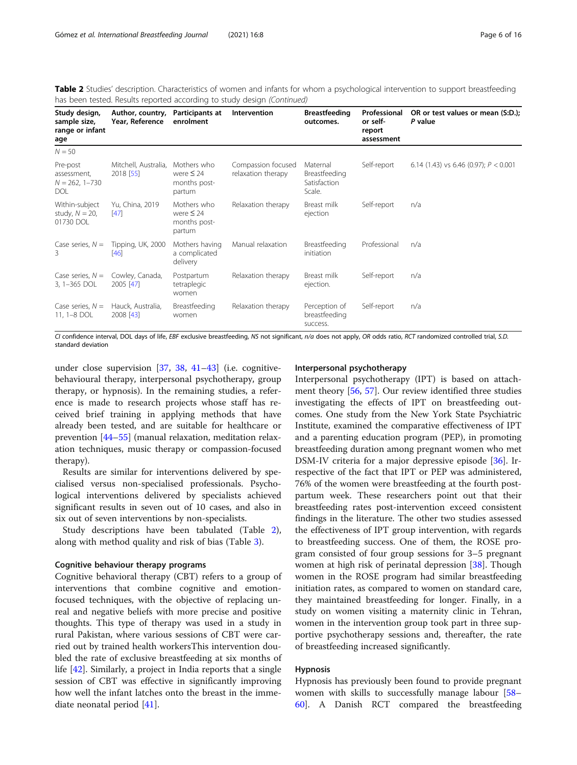**Table 2** Studies' description. Characteristics of women and infants for whom a psychological intervention to support breastfeeding has been tested. Results reported according to study design *(Continued)*

| Study design, sample size, range or infant age | Author, country, Year, Reference | Participants at enrolment | Intervention | Breastfeeding outcomes. | Professional or self-report assessment | OR or test values or mean (S:D.); *P* value |
|---|---|---|---|---|---|---|
| N = 50 | | | | | | |
| Pre-post assessment, N = 262, 1–730 DOL | Mitchell, Australia, 2018 [55] | Mothers who were ≤ 24 months post-partum | Compassion focused relaxation therapy | Maternal Breastfeeding Satisfaction Scale. | Self-report | 6.14 (1.43) vs 6.46 (0.97); $P < 0.001$ |
| Within-subject study, N = 20, 01730 DOL | Yu, China, 2019 [47] | Mothers who were ≤ 24 months post-partum | Relaxation therapy | Breast milk ejection | Self-report | n/a |
| Case series, N = 3 | Tipping, UK, 2000 [46] | Mothers having a complicated delivery | Manual relaxation | Breastfeeding initiation | Professional | n/a |
| Case series, N = 3, 1–365 DOL | Cowley, Canada, 2005 [47] | Postpartum tetraplegic women | Relaxation therapy | Breast milk ejection. | Self-report | n/a |
| Case series, N = 11, 1–8 DOL | Hauck, Australia, 2008 [43] | Breastfeeding women | Relaxation therapy | Perception of breastfeeding success. | Self-report | n/a |

*CI* confidence interval, *DOL* days of life, *EBF* exclusive breastfeeding, *NS* not significant, *n/a* does not apply, *OR* odds ratio, *RCT* randomized controlled trial, *S.D.* standard deviation

under close supervision [37, 38, 41–43] (i.e. cognitive-behavioural therapy, interpersonal psychotherapy, group therapy, or hypnosis). In the remaining studies, a reference is made to research projects whose staff has received brief training in applying methods that have already been tested, and are suitable for healthcare or prevention [44–55] (manual relaxation, meditation relaxation techniques, music therapy or compassion-focused therapy).

Results are similar for interventions delivered by specialised versus non-specialised professionals. Psychological interventions delivered by specialists achieved significant results in seven out of 10 cases, and also in six out of seven interventions by non-specialists.

Study descriptions have been tabulated (Table 2), along with method quality and risk of bias (Table 3).

### Cognitive behaviour therapy programs

Cognitive behavioral therapy (CBT) refers to a group of interventions that combine cognitive and emotion-focused techniques, with the objective of replacing unreal and negative beliefs with more precise and positive thoughts. This type of therapy was used in a study in rural Pakistan, where various sessions of CBT were carried out by trained health workersThis intervention doubled the rate of exclusive breastfeeding at six months of life [42]. Similarly, a project in India reports that a single session of CBT was effective in significantly improving how well the infant latches onto the breast in the immediate neonatal period [41].

### Interpersonal psychotherapy

Interpersonal psychotherapy (IPT) is based on attachment theory [56, 57]. Our review identified three studies investigating the effects of IPT on breastfeeding outcomes. One study from the New York State Psychiatric Institute, examined the comparative effectiveness of IPT and a parenting education program (PEP), in promoting breastfeeding duration among pregnant women who met DSM-IV criteria for a major depressive episode [36]. Irrespective of the fact that IPT or PEP was administered, 76% of the women were breastfeeding at the fourth postpartum week. These researchers point out that their breastfeeding rates post-intervention exceed consistent findings in the literature. The other two studies assessed the effectiveness of IPT group intervention, with regards to breastfeeding success. One of them, the ROSE program consisted of four group sessions for 3–5 pregnant women at high risk of perinatal depression [38]. Though women in the ROSE program had similar breastfeeding initiation rates, as compared to women on standard care, they maintained breastfeeding for longer. Finally, in a study on women visiting a maternity clinic in Tehran, women in the intervention group took part in three supportive psychotherapy sessions and, thereafter, the rate of breastfeeding increased significantly.

### Hypnosis

Hypnosis has previously been found to provide pregnant women with skills to successfully manage labour [58–60]. A Danish RCT compared the breastfeeding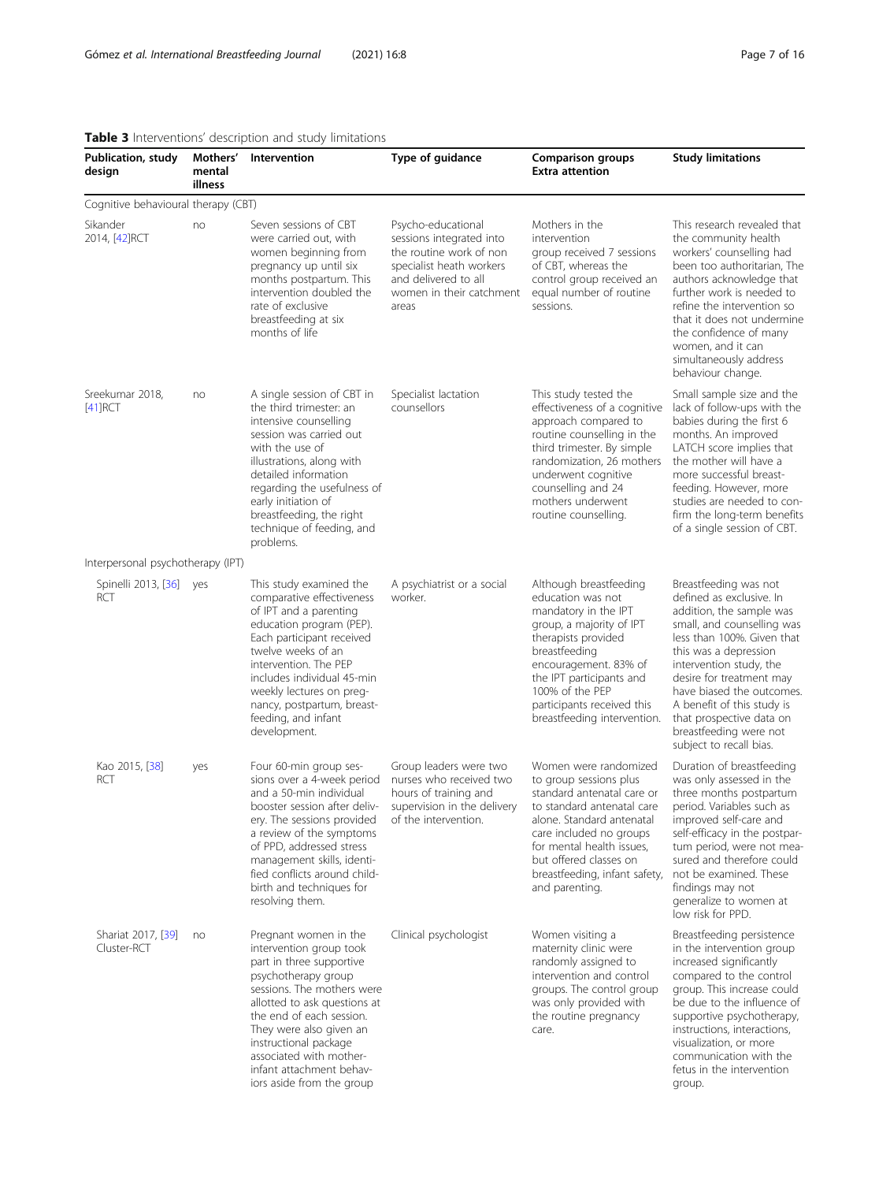**Table 3** Interventions' description and study limitations

| Publication, study design | Mothers' mental illness | Intervention | Type of guidance | Comparison groups Extra attention | Study limitations |
|---|---|---|---|---|---|
| Cognitive behavioural therapy (CBT) | | | | | |
| Sikander 2014, [42]RCT | no | Seven sessions of CBT were carried out, with women beginning from pregnancy up until six months postpartum. This intervention doubled the rate of exclusive breastfeeding at six months of life | Psycho-educational sessions integrated into the routine work of non specialist heath workers and delivered to all women in their catchment areas | Mothers in the intervention group received 7 sessions of CBT, whereas the control group received an equal number of routine sessions. | This research revealed that the community health workers' counselling had been too authoritarian, The authors acknowledge that further work is needed to refine the intervention so that it does not undermine the confidence of many women, and it can simultaneously address behaviour change. |
| Sreekumar 2018, [41]RCT | no | A single session of CBT in the third trimester: an intensive counselling session was carried out with the use of illustrations, along with detailed information regarding the usefulness of early initiation of breastfeeding, the right technique of feeding, and problems. | Specialist lactation counsellors | This study tested the effectiveness of a cognitive approach compared to routine counselling in the third trimester. By simple randomization, 26 mothers underwent cognitive counselling and 24 mothers underwent routine counselling. | Small sample size and the lack of follow-ups with the babies during the first 6 months. An improved LATCH score implies that the mother will have a more successful breast-feeding. However, more studies are needed to confirm the long-term benefits of a single session of CBT. |
| Interpersonal psychotherapy (IPT) | | | | | |
| Spinelli 2013, [36] RCT | yes | This study examined the comparative effectiveness of IPT and a parenting education program (PEP). Each participant received twelve weeks of an intervention. The PEP includes individual 45-min weekly lectures on pregnancy, postpartum, breast-feeding, and infant development. | A psychiatrist or a social worker. | Although breastfeeding education was not mandatory in the IPT group, a majority of IPT therapists provided breastfeeding encouragement. 83% of the IPT participants and 100% of the PEP participants received this breastfeeding intervention. | Breastfeeding was not defined as exclusive. In addition, the sample was small, and counselling was less than 100%. Given that this was a depression intervention study, the desire for treatment may have biased the outcomes. A benefit of this study is that prospective data on breastfeeding were not subject to recall bias. |
| Kao 2015, [38] RCT | yes | Four 60-min group sessions over a 4-week period and a 50-min individual booster session after delivery. The sessions provided a review of the symptoms of PPD, addressed stress management skills, identified conflicts around childbirth and techniques for resolving them. | Group leaders were two nurses who received two hours of training and supervision in the delivery of the intervention. | Women were randomized to group sessions plus standard antenatal care or to standard antenatal care alone. Standard antenatal care included no groups for mental health issues, but offered classes on breastfeeding, infant safety, and parenting. | Duration of breastfeeding was only assessed in the three months postpartum period. Variables such as improved self-care and self-efficacy in the postpartum period, were not measured and therefore could not be examined. These findings may not generalize to women at low risk for PPD. |
| Shariat 2017, [39] Cluster-RCT | no | Pregnant women in the intervention group took part in three supportive psychotherapy group sessions. The mothers were allotted to ask questions at the end of each session. They were also given an instructional package associated with mother-infant attachment behaviors aside from the group | Clinical psychologist | Women visiting a maternity clinic were randomly assigned to intervention and control groups. The control group was only provided with the routine pregnancy care. | Breastfeeding persistence in the intervention group increased significantly compared to the control group. This increase could be due to the influence of supportive psychotherapy, instructions, interactions, visualization, or more communication with the fetus in the intervention group. |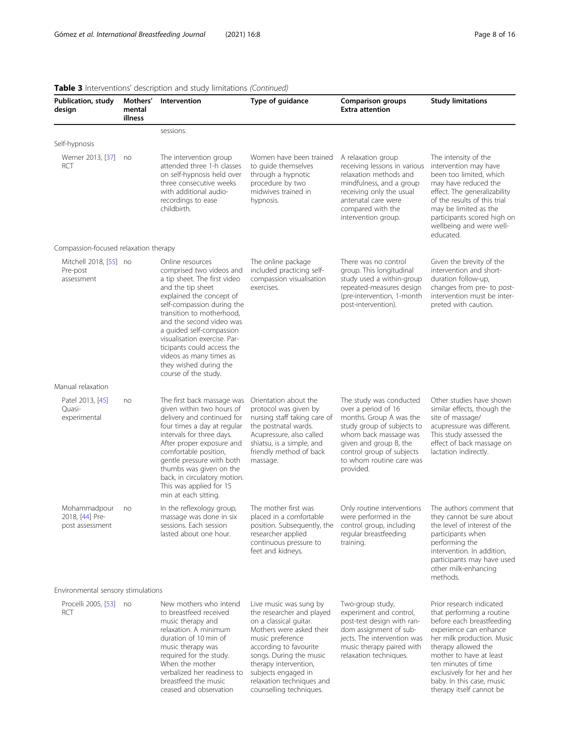**Table 3** Interventions' description and study limitations *(Continued)*

| Publication, study design | Mothers' mental illness | Intervention | Type of guidance | Comparison groups Extra attention | Study limitations |
|---|---|---|---|---|---|
| | | sessions. | | | |
| Self-hypnosis | | | | | |
| Werner 2013, [37] RCT | no | The intervention group attended three 1-h classes on self-hypnosis held over three consecutive weeks with additional audio-recordings to ease childbirth. | Women have been trained to guide themselves through a hypnotic procedure by two midwives trained in hypnosis. | A relaxation group receiving lessons in various relaxation methods and mindfulness, and a group receiving only the usual antenatal care were compared with the intervention group. | The intensity of the intervention may have been too limited, which may have reduced the effect. The generalizability of the results of this trial may be limited as the participants scored high on wellbeing and were well-educated. |
| Compassion-focused relaxation therapy | | | | | |
| Mitchell 2018, [55] Pre-post assessment | no | Online resources comprised two videos and a tip sheet. The first video and the tip sheet explained the concept of self-compassion during the transition to motherhood, and the second video was a guided self-compassion visualisation exercise. Participants could access the videos as many times as they wished during the course of the study. | The online package included practicing self-compassion visualisation exercises. | There was no control group. This longitudinal study used a within-group repeated-measures design (pre-intervention, 1-month post-intervention). | Given the brevity of the intervention and short-duration follow-up, changes from pre- to post-intervention must be interpreted with caution. |
| Manual relaxation | | | | | |
| Patel 2013, [45] Quasi-experimental | no | The first back massage was given within two hours of delivery and continued for four times a day at regular intervals for three days. After proper exposure and comfortable position, gentle pressure with both thumbs was given on the back, in circulatory motion. This was applied for 15 min at each sitting. | Orientation about the protocol was given by nursing staff taking care of the postnatal wards. Acupressure, also called shiatsu, is a simple, and friendly method of back massage. | The study was conducted over a period of 16 months. Group A was the study group of subjects to whom back massage was given and group B, the control group of subjects to whom routine care was provided. | Other studies have shown similar effects, though the site of massage/ acupressure was different. This study assessed the effect of back massage on lactation indirectly. |
| Mohammadpour 2018, [44] Pre-post assessment | no | In the reflexology group, massage was done in six sessions. Each session lasted about one hour. | The mother first was placed in a comfortable position. Subsequently, the researcher applied continuous pressure to feet and kidneys. | Only routine interventions were performed in the control group, including regular breastfeeding training. | The authors comment that they cannot be sure about the level of interest of the participants when performing the intervention. In addition, participants may have used other milk-enhancing methods. |
| Environmental sensory stimulations | | | | | |
| Procelli 2005, [53] RCT | no | New mothers who intend to breastfeed received music therapy and relaxation. A minimum duration of 10 min of music therapy was required for the study. When the mother verbalized her readiness to breastfeed the music ceased and observation | Live music was sung by the researcher and played on a classical guitar. Mothers were asked their music preference according to favourite songs. During the music therapy intervention, subjects engaged in relaxation techniques and counselling techniques. | Two-group study, experiment and control, post-test design with random assignment of subjects. The intervention was music therapy paired with relaxation techniques. | Prior research indicated that performing a routine before each breastfeeding experience can enhance her milk production. Music therapy allowed the mother to have at least ten minutes of time exclusively for her and her baby. In this case, music therapy itself cannot be |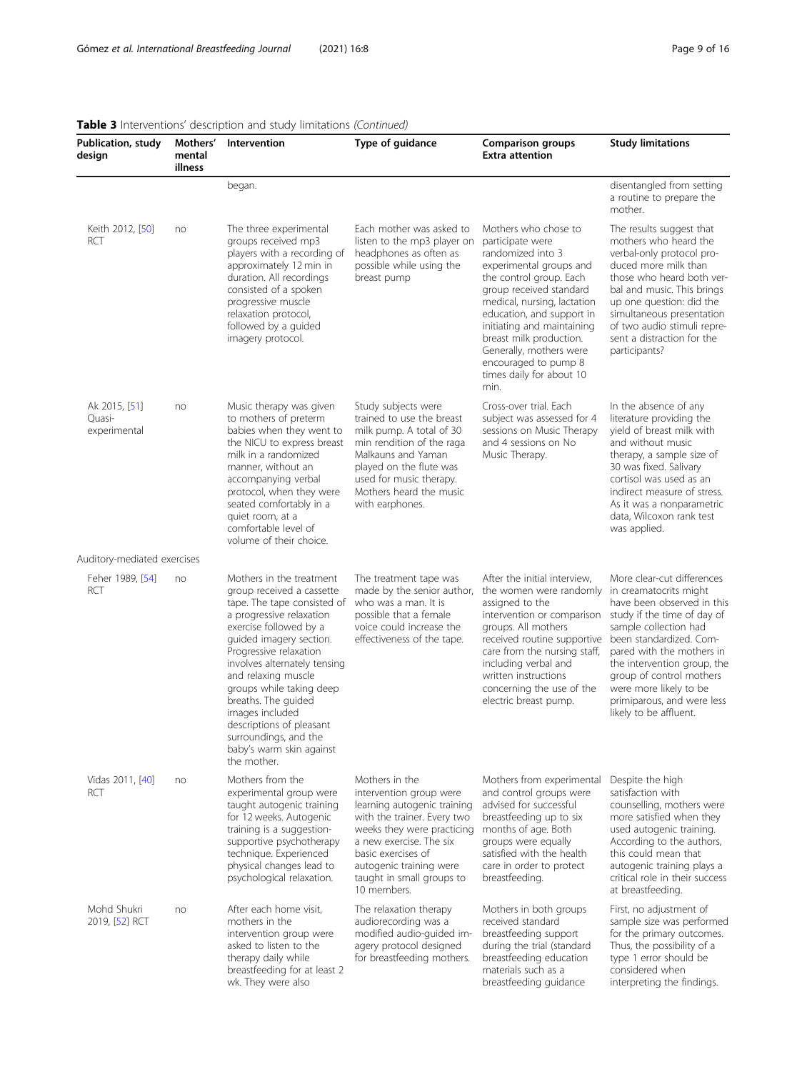**Table 3** Interventions' description and study limitations *(Continued)*

| Publication, study design | Mothers' mental illness | Intervention | Type of guidance | Comparison groups Extra attention | Study limitations |
|---|---|---|---|---|---|
| | | began. | | | disentangled from setting a routine to prepare the mother. |
| Keith 2012, [50] RCT | no | The three experimental groups received mp3 players with a recording of approximately 12 min in duration. All recordings consisted of a spoken progressive muscle relaxation protocol, followed by a guided imagery protocol. | Each mother was asked to listen to the mp3 player on headphones as often as possible while using the breast pump | Mothers who chose to participate were randomized into 3 experimental groups and the control group. Each group received standard medical, nursing, lactation education, and support in initiating and maintaining breast milk production. Generally, mothers were encouraged to pump 8 times daily for about 10 min. | The results suggest that mothers who heard the verbal-only protocol produced more milk than those who heard both verbal and music. This brings up one question: did the simultaneous presentation of two audio stimuli represent a distraction for the participants? |
| Ak 2015, [51] Quasi-experimental | no | Music therapy was given to mothers of preterm babies when they went to the NICU to express breast milk in a randomized manner, without an accompanying verbal protocol, when they were seated comfortably in a quiet room, at a comfortable level of volume of their choice. | Study subjects were trained to use the breast milk pump. A total of 30 min rendition of the raga Malkauns and Yaman played on the flute was used for music therapy. Mothers heard the music with earphones. | Cross-over trial. Each subject was assessed for 4 sessions on Music Therapy and 4 sessions on No Music Therapy. | In the absence of any literature providing the yield of breast milk with and without music therapy, a sample size of 30 was fixed. Salivary cortisol was used as an indirect measure of stress. As it was a nonparametric data, Wilcoxon rank test was applied. |
| Auditory-mediated exercises | | | | | |
| Feher 1989, [54] RCT | no | Mothers in the treatment group received a cassette tape. The tape consisted of a progressive relaxation exercise followed by a guided imagery section. Progressive relaxation involves alternately tensing and relaxing muscle groups while taking deep breaths. The guided images included descriptions of pleasant surroundings, and the baby's warm skin against the mother. | The treatment tape was made by the senior author, who was a man. It is possible that a female voice could increase the effectiveness of the tape. | After the initial interview, the women were randomly assigned to the intervention or comparison groups. All mothers received routine supportive care from the nursing staff, including verbal and written instructions concerning the use of the electric breast pump. | More clear-cut differences in creamatocrits might have been observed in this study if the time of day of sample collection had been standardized. Compared with the mothers in the intervention group, the group of control mothers were more likely to be primiparous, and were less likely to be affluent. |
| Vidas 2011, [40] RCT | no | Mothers from the experimental group were taught autogenic training for 12 weeks. Autogenic training is a suggestion-supportive psychotherapy technique. Experienced physical changes lead to psychological relaxation. | Mothers in the intervention group were learning autogenic training with the trainer. Every two weeks they were practicing a new exercise. The six basic exercises of autogenic training were taught in small groups to 10 members. | Mothers from experimental and control groups were advised for successful breastfeeding up to six months of age. Both groups were equally satisfied with the health care in order to protect breastfeeding. | Despite the high satisfaction with counselling, mothers were more satisfied when they used autogenic training. According to the authors, this could mean that autogenic training plays a critical role in their success at breastfeeding. |
| Mohd Shukri 2019, [52] RCT | no | After each home visit, mothers in the intervention group were asked to listen to the therapy daily while breastfeeding for at least 2 wk. They were also | The relaxation therapy audiorecording was a modified audio-guided imagery protocol designed for breastfeeding mothers. | Mothers in both groups received standard breastfeeding support during the trial (standard breastfeeding education materials such as a breastfeeding guidance | First, no adjustment of sample size was performed for the primary outcomes. Thus, the possibility of a type 1 error should be considered when interpreting the findings. |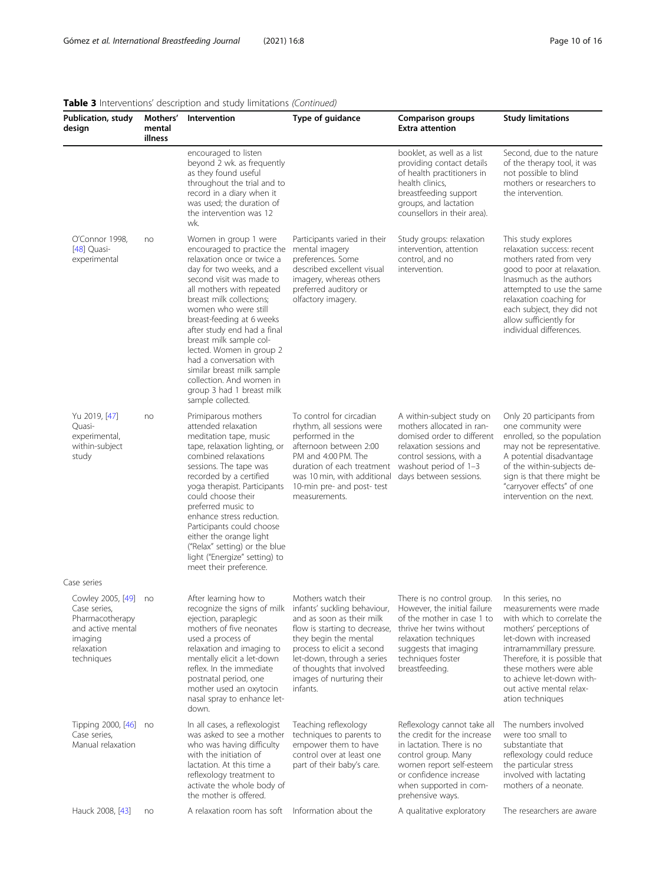**Table 3** Interventions' description and study limitations *(Continued)*

| Publication, study design | Mothers' mental illness | Intervention | Type of guidance | Comparison groups Extra attention | Study limitations |
|---|---|---|---|---|---|
| | | encouraged to listen beyond 2 wk. as frequently as they found useful throughout the trial and to record in a diary when it was used; the duration of the intervention was 12 wk. | | booklet, as well as a list providing contact details of health practitioners in health clinics, breastfeeding support groups, and lactation counsellors in their area). | Second, due to the nature of the therapy tool, it was not possible to blind mothers or researchers to the intervention. |
| O'Connor 1998, [48] Quasi-experimental | no | Women in group 1 were encouraged to practice the relaxation once or twice a day for two weeks, and a second visit was made to all mothers with repeated breast milk collections; women who were still breast-feeding at 6 weeks after study end had a final breast milk sample collected. Women in group 2 had a conversation with similar breast milk sample collection. And women in group 3 had 1 breast milk sample collected. | Participants varied in their mental imagery preferences. Some described excellent visual imagery, whereas others preferred auditory or olfactory imagery. | Study groups: relaxation intervention, attention control, and no intervention. | This study explores relaxation success: recent mothers rated from very good to poor at relaxation. Inasmuch as the authors attempted to use the same relaxation coaching for each subject, they did not allow sufficiently for individual differences. |
| Yu 2019, [47] Quasi-experimental, within-subject study | no | Primiparous mothers attended relaxation meditation tape, music tape, relaxation lighting, or combined relaxations sessions. The tape was recorded by a certified yoga therapist. Participants could choose their preferred music to enhance stress reduction. Participants could choose either the orange light ("Relax" setting) or the blue light ("Energize" setting) to meet their preference. | To control for circadian rhythm, all sessions were performed in the afternoon between 2:00 PM and 4:00 PM. The duration of each treatment was 10 min, with additional 10-min pre- and post- test measurements. | A within-subject study on mothers allocated in randomised order to different relaxation sessions and control sessions, with a washout period of 1–3 days between sessions. | Only 20 participants from one community were enrolled, so the population may not be representative. A potential disadvantage of the within-subjects design is that there might be "carryover effects" of one intervention on the next. |
| Case series | | | | | |
| Cowley 2005, [49] Case series, Pharmacotherapy and active mental imaging relaxation techniques | no | After learning how to recognize the signs of milk ejection, paraplegic mothers of five neonates used a process of relaxation and imaging to mentally elicit a let-down reflex. In the immediate postnatal period, one mother used an oxytocin nasal spray to enhance let-down. | Mothers watch their infants' suckling behaviour, and as soon as their milk flow is starting to decrease, they begin the mental process to elicit a second let-down, through a series of thoughts that involved images of nurturing their infants. | There is no control group. However, the initial failure of the mother in case 1 to thrive her twins without relaxation techniques suggests that imaging techniques foster breastfeeding. | In this series, no measurements were made with which to correlate the mothers' perceptions of let-down with increased intramammillary pressure. Therefore, it is possible that these mothers were able to achieve let-down without active mental relaxation techniques |
| Tipping 2000, [46] Case series, Manual relaxation | no | In all cases, a reflexologist was asked to see a mother who was having difficulty with the initiation of lactation. At this time a reflexology treatment to activate the whole body of the mother is offered. | Teaching reflexology techniques to parents to empower them to have control over at least one part of their baby's care. | Reflexology cannot take all the credit for the increase in lactation. There is no control group. Many women report self-esteem or confidence increase when supported in comprehensive ways. | The numbers involved were too small to substantiate that reflexology could reduce the particular stress involved with lactating mothers of a neonate. |
| Hauck 2008, [43] | no | A relaxation room has soft | Information about the | A qualitative exploratory | The researchers are aware |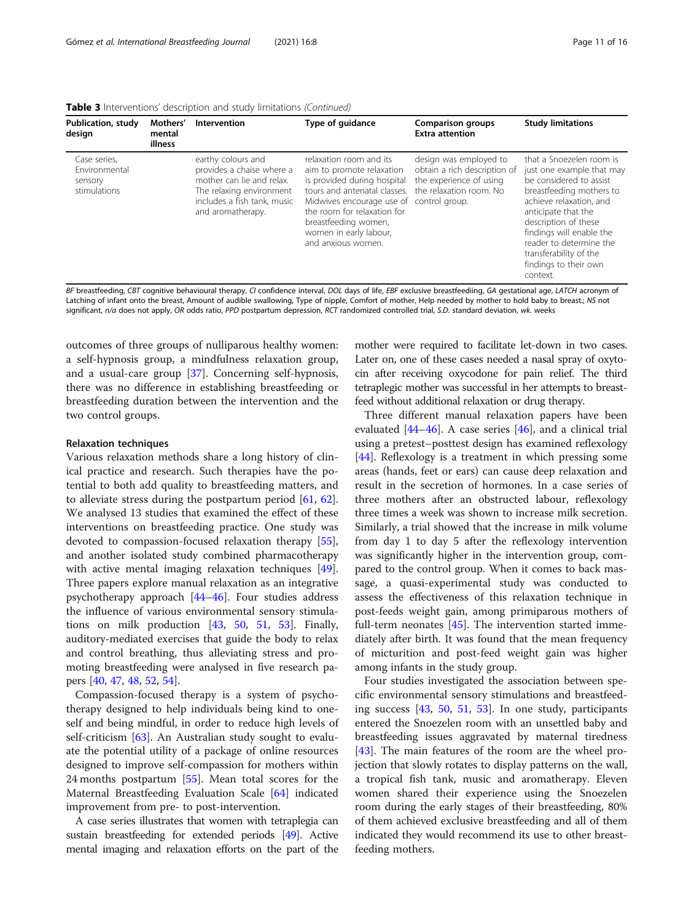**Table 3** Interventions' description and study limitations *(Continued)*

| Publication, study design | Mothers' mental illness | Intervention | Type of guidance | Comparison groups Extra attention | Study limitations |
|---|---|---|---|---|---|
| Case series, Environmental sensory stimulations | | earthy colours and provides a chaise where a mother can lie and relax. The relaxing environment includes a fish tank, music and aromatherapy. | relaxation room and its aim to promote relaxation is provided during hospital tours and antenatal classes. Midwives encourage use of the room for relaxation for breastfeeding women, women in early labour, and anxious women. | design was employed to obtain a rich description of the experience of using the relaxation room. No control group. | that a Snoezelen room is just one example that may be considered to assist breastfeeding mothers to achieve relaxation, and anticipate that the description of these findings will enable the reader to determine the transferability of the findings to their own context. |

*BF* breastfeeding, *CBT* cognitive behavioural therapy, *CI* confidence interval, *DOL* days of life, *EBF* exclusive breastfeeding, *GA* gestational age, *LATCH* acronym of Latching of infant onto the breast, Amount of audible swallowing, Type of nipple, Comfort of mother, Help needed by mother to hold baby to breast.; *NS* not significant, *n/a* does not apply, *OR* odds ratio, *PPD* postpartum depression, *RCT* randomized controlled trial, *S.D.* standard deviation, *wk.* weeks

outcomes of three groups of nulliparous healthy women: a self-hypnosis group, a mindfulness relaxation group, and a usual-care group [37]. Concerning self-hypnosis, there was no difference in establishing breastfeeding or breastfeeding duration between the intervention and the two control groups.

#### Relaxation techniques

Various relaxation methods share a long history of clinical practice and research. Such therapies have the potential to both add quality to breastfeeding matters, and to alleviate stress during the postpartum period [61, 62]. We analysed 13 studies that examined the effect of these interventions on breastfeeding practice. One study was devoted to compassion-focused relaxation therapy [55], and another isolated study combined pharmacotherapy with active mental imaging relaxation techniques [49]. Three papers explore manual relaxation as an integrative psychotherapy approach [44–46]. Four studies address the influence of various environmental sensory stimulations on milk production [43, 50, 51, 53]. Finally, auditory-mediated exercises that guide the body to relax and control breathing, thus alleviating stress and promoting breastfeeding were analysed in five research papers [40, 47, 48, 52, 54].

Compassion-focused therapy is a system of psychotherapy designed to help individuals being kind to oneself and being mindful, in order to reduce high levels of self-criticism [63]. An Australian study sought to evaluate the potential utility of a package of online resources designed to improve self-compassion for mothers within 24 months postpartum [55]. Mean total scores for the Maternal Breastfeeding Evaluation Scale [64] indicated improvement from pre- to post-intervention.

A case series illustrates that women with tetraplegia can sustain breastfeeding for extended periods [49]. Active mental imaging and relaxation efforts on the part of the mother were required to facilitate let-down in two cases. Later on, one of these cases needed a nasal spray of oxytocin after receiving oxycodone for pain relief. The third tetraplegic mother was successful in her attempts to breastfeed without additional relaxation or drug therapy.

Three different manual relaxation papers have been evaluated [44–46]. A case series [46], and a clinical trial using a pretest–posttest design has examined reflexology [44]. Reflexology is a treatment in which pressing some areas (hands, feet or ears) can cause deep relaxation and result in the secretion of hormones. In a case series of three mothers after an obstructed labour, reflexology three times a week was shown to increase milk secretion. Similarly, a trial showed that the increase in milk volume from day 1 to day 5 after the reflexology intervention was significantly higher in the intervention group, compared to the control group. When it comes to back massage, a quasi-experimental study was conducted to assess the effectiveness of this relaxation technique in post-feeds weight gain, among primiparous mothers of full-term neonates [45]. The intervention started immediately after birth. It was found that the mean frequency of micturition and post-feed weight gain was higher among infants in the study group.

Four studies investigated the association between specific environmental sensory stimulations and breastfeeding success [43, 50, 51, 53]. In one study, participants entered the Snoezelen room with an unsettled baby and breastfeeding issues aggravated by maternal tiredness [43]. The main features of the room are the wheel projection that slowly rotates to display patterns on the wall, a tropical fish tank, music and aromatherapy. Eleven women shared their experience using the Snoezelen room during the early stages of their breastfeeding, 80% of them achieved exclusive breastfeeding and all of them indicated they would recommend its use to other breastfeeding mothers.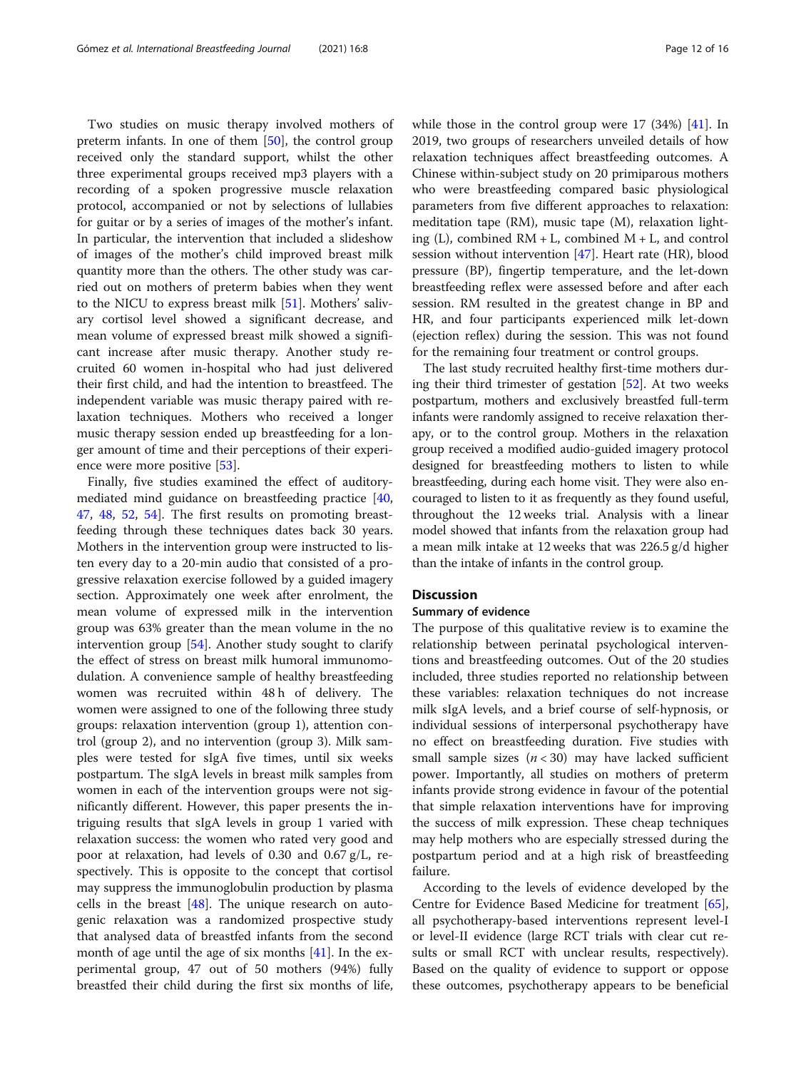Two studies on music therapy involved mothers of preterm infants. In one of them [50], the control group received only the standard support, whilst the other three experimental groups received mp3 players with a recording of a spoken progressive muscle relaxation protocol, accompanied or not by selections of lullabies for guitar or by a series of images of the mother's infant. In particular, the intervention that included a slideshow of images of the mother's child improved breast milk quantity more than the others. The other study was carried out on mothers of preterm babies when they went to the NICU to express breast milk [51]. Mothers' salivary cortisol level showed a significant decrease, and mean volume of expressed breast milk showed a significant increase after music therapy. Another study recruited 60 women in-hospital who had just delivered their first child, and had the intention to breastfeed. The independent variable was music therapy paired with relaxation techniques. Mothers who received a longer music therapy session ended up breastfeeding for a longer amount of time and their perceptions of their experience were more positive [53].

Finally, five studies examined the effect of auditory-mediated mind guidance on breastfeeding practice [40, 47, 48, 52, 54]. The first results on promoting breastfeeding through these techniques dates back 30 years. Mothers in the intervention group were instructed to listen every day to a 20-min audio that consisted of a progressive relaxation exercise followed by a guided imagery section. Approximately one week after enrolment, the mean volume of expressed milk in the intervention group was 63% greater than the mean volume in the no intervention group [54]. Another study sought to clarify the effect of stress on breast milk humoral immunomodulation. A convenience sample of healthy breastfeeding women was recruited within 48 h of delivery. The women were assigned to one of the following three study groups: relaxation intervention (group 1), attention control (group 2), and no intervention (group 3). Milk samples were tested for sIgA five times, until six weeks postpartum. The sIgA levels in breast milk samples from women in each of the intervention groups were not significantly different. However, this paper presents the intriguing results that sIgA levels in group 1 varied with relaxation success: the women who rated very good and poor at relaxation, had levels of 0.30 and 0.67 g/L, respectively. This is opposite to the concept that cortisol may suppress the immunoglobulin production by plasma cells in the breast [48]. The unique research on autogenic relaxation was a randomized prospective study that analysed data of breastfed infants from the second month of age until the age of six months [41]. In the experimental group, 47 out of 50 mothers (94%) fully breastfed their child during the first six months of life, while those in the control group were 17 (34%) [41]. In 2019, two groups of researchers unveiled details of how relaxation techniques affect breastfeeding outcomes. A Chinese within-subject study on 20 primiparous mothers who were breastfeeding compared basic physiological parameters from five different approaches to relaxation: meditation tape (RM), music tape (M), relaxation lighting (L), combined RM + L, combined M + L, and control session without intervention [47]. Heart rate (HR), blood pressure (BP), fingertip temperature, and the let-down breastfeeding reflex were assessed before and after each session. RM resulted in the greatest change in BP and HR, and four participants experienced milk let-down (ejection reflex) during the session. This was not found for the remaining four treatment or control groups.

The last study recruited healthy first-time mothers during their third trimester of gestation [52]. At two weeks postpartum, mothers and exclusively breastfed full-term infants were randomly assigned to receive relaxation therapy, or to the control group. Mothers in the relaxation group received a modified audio-guided imagery protocol designed for breastfeeding mothers to listen to while breastfeeding, during each home visit. They were also encouraged to listen to it as frequently as they found useful, throughout the 12 weeks trial. Analysis with a linear model showed that infants from the relaxation group had a mean milk intake at 12 weeks that was 226.5 g/d higher than the intake of infants in the control group.

## Discussion

### Summary of evidence

The purpose of this qualitative review is to examine the relationship between perinatal psychological interventions and breastfeeding outcomes. Out of the 20 studies included, three studies reported no relationship between these variables: relaxation techniques do not increase milk sIgA levels, and a brief course of self-hypnosis, or individual sessions of interpersonal psychotherapy have no effect on breastfeeding duration. Five studies with small sample sizes ($n < 30$) may have lacked sufficient power. Importantly, all studies on mothers of preterm infants provide strong evidence in favour of the potential that simple relaxation interventions have for improving the success of milk expression. These cheap techniques may help mothers who are especially stressed during the postpartum period and at a high risk of breastfeeding failure.

According to the levels of evidence developed by the Centre for Evidence Based Medicine for treatment [65], all psychotherapy-based interventions represent level-I or level-II evidence (large RCT trials with clear cut results or small RCT with unclear results, respectively). Based on the quality of evidence to support or oppose these outcomes, psychotherapy appears to be beneficial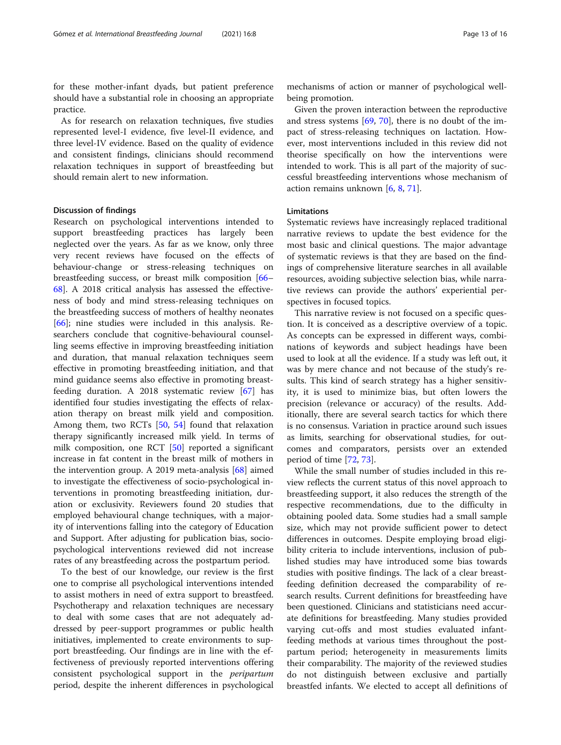for these mother-infant dyads, but patient preference should have a substantial role in choosing an appropriate practice.

As for research on relaxation techniques, five studies represented level-I evidence, five level-II evidence, and three level-IV evidence. Based on the quality of evidence and consistent findings, clinicians should recommend relaxation techniques in support of breastfeeding but should remain alert to new information.

### Discussion of findings

Research on psychological interventions intended to support breastfeeding practices has largely been neglected over the years. As far as we know, only three very recent reviews have focused on the effects of behaviour-change or stress-releasing techniques on breastfeeding success, or breast milk composition [66–68]. A 2018 critical analysis has assessed the effectiveness of body and mind stress-releasing techniques on the breastfeeding success of mothers of healthy neonates [66]; nine studies were included in this analysis. Researchers conclude that cognitive-behavioural counselling seems effective in improving breastfeeding initiation and duration, that manual relaxation techniques seem effective in promoting breastfeeding initiation, and that mind guidance seems also effective in promoting breastfeeding duration. A 2018 systematic review [67] has identified four studies investigating the effects of relaxation therapy on breast milk yield and composition. Among them, two RCTs [50, 54] found that relaxation therapy significantly increased milk yield. In terms of milk composition, one RCT [50] reported a significant increase in fat content in the breast milk of mothers in the intervention group. A 2019 meta-analysis [68] aimed to investigate the effectiveness of socio-psychological interventions in promoting breastfeeding initiation, duration or exclusivity. Reviewers found 20 studies that employed behavioural change techniques, with a majority of interventions falling into the category of Education and Support. After adjusting for publication bias, socio-psychological interventions reviewed did not increase rates of any breastfeeding across the postpartum period.

To the best of our knowledge, our review is the first one to comprise all psychological interventions intended to assist mothers in need of extra support to breastfeed. Psychotherapy and relaxation techniques are necessary to deal with some cases that are not adequately addressed by peer-support programmes or public health initiatives, implemented to create environments to support breastfeeding. Our findings are in line with the effectiveness of previously reported interventions offering consistent psychological support in the *peripartum* period, despite the inherent differences in psychological mechanisms of action or manner of psychological well-being promotion.

Given the proven interaction between the reproductive and stress systems [69, 70], there is no doubt of the impact of stress-releasing techniques on lactation. However, most interventions included in this review did not theorise specifically on how the interventions were intended to work. This is all part of the majority of successful breastfeeding interventions whose mechanism of action remains unknown [6, 8, 71].

### Limitations

Systematic reviews have increasingly replaced traditional narrative reviews to update the best evidence for the most basic and clinical questions. The major advantage of systematic reviews is that they are based on the findings of comprehensive literature searches in all available resources, avoiding subjective selection bias, while narrative reviews can provide the authors' experiential perspectives in focused topics.

This narrative review is not focused on a specific question. It is conceived as a descriptive overview of a topic. As concepts can be expressed in different ways, combinations of keywords and subject headings have been used to look at all the evidence. If a study was left out, it was by mere chance and not because of the study's results. This kind of search strategy has a higher sensitivity, it is used to minimize bias, but often lowers the precision (relevance or accuracy) of the results. Additionally, there are several search tactics for which there is no consensus. Variation in practice around such issues as limits, searching for observational studies, for outcomes and comparators, persists over an extended period of time [72, 73].

While the small number of studies included in this review reflects the current status of this novel approach to breastfeeding support, it also reduces the strength of the respective recommendations, due to the difficulty in obtaining pooled data. Some studies had a small sample size, which may not provide sufficient power to detect differences in outcomes. Despite employing broad eligibility criteria to include interventions, inclusion of published studies may have introduced some bias towards studies with positive findings. The lack of a clear breastfeeding definition decreased the comparability of research results. Current definitions for breastfeeding have been questioned. Clinicians and statisticians need accurate definitions for breastfeeding. Many studies provided varying cut-offs and most studies evaluated infant-feeding methods at various times throughout the postpartum period; heterogeneity in measurements limits their comparability. The majority of the reviewed studies do not distinguish between exclusive and partially breastfed infants. We elected to accept all definitions of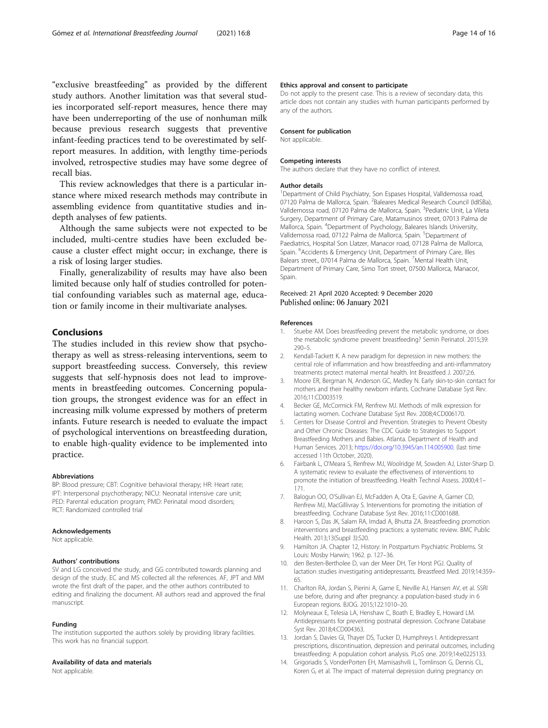"exclusive breastfeeding" as provided by the different study authors. Another limitation was that several studies incorporated self-report measures, hence there may have been underreporting of the use of nonhuman milk because previous research suggests that preventive infant-feeding practices tend to be overestimated by self-report measures. In addition, with lengthy time-periods involved, retrospective studies may have some degree of recall bias.

This review acknowledges that there is a particular instance where mixed research methods may contribute in assembling evidence from quantitative studies and in-depth analyses of few patients.

Although the same subjects were not expected to be included, multi-centre studies have been excluded because a cluster effect might occur; in exchange, there is a risk of losing larger studies.

Finally, generalizability of results may have also been limited because only half of studies controlled for potential confounding variables such as maternal age, education or family income in their multivariate analyses.

## Conclusions

The studies included in this review show that psychotherapy as well as stress-releasing interventions, seem to support breastfeeding success. Conversely, this review suggests that self-hypnosis does not lead to improvements in breastfeeding outcomes. Concerning population groups, the strongest evidence was for an effect in increasing milk volume expressed by mothers of preterm infants. Future research is needed to evaluate the impact of psychological interventions on breastfeeding duration, to enable high-quality evidence to be implemented into practice.

#### Abbreviations

BP: Blood pressure; CBT: Cognitive behavioral therapy; HR: Heart rate; IPT: Interpersonal psychotherapy; NICU: Neonatal intensive care unit; PED: Parental education program; PMD: Perinatal mood disorders; RCT: Randomized controlled trial

#### Acknowledgements

Not applicable.

#### Authors' contributions

SV and LG conceived the study, and GG contributed towards planning and design of the study. EC and MS collected all the references. AF, JPT and MM wrote the first draft of the paper, and the other authors contributed to editing and finalizing the document. All authors read and approved the final manuscript.

#### Funding

The institution supported the authors solely by providing library facilities. This work has no financial support.

#### Availability of data and materials

Not applicable.

#### Ethics approval and consent to participate

Do not apply to the present case. This is a review of secondary data, this article does not contain any studies with human participants performed by any of the authors.

#### Consent for publication

Not applicable.

#### Competing interests

The authors declare that they have no conflict of interest.

#### Author details

[1]Department of Child Psychiatry, Son Espases Hospital, Valldemossa road, 07120 Palma de Mallorca, Spain. [2]Baleares Medical Research Council (IdISBa), Valldemossa road, 07120 Palma de Mallorca, Spain. [3]Pediatric Unit, La Vileta Surgery, Department of Primary Care, Matamusinos street, 07013 Palma de Mallorca, Spain. [4]Department of Psychology, Baleares Islands University, Valldemossa road, 07122 Palma de Mallorca, Spain. [5]Department of Paediatrics, Hospital Son Llatzer, Manacor road, 07128 Palma de Mallorca, Spain. [6]Accidents & Emergency Unit, Department of Primary Care, Illes Balears street., 07014 Palma de Mallorca, Spain. [7]Mental Health Unit, Department of Primary Care, Simo Tort street, 07500 Mallorca, Manacor, Spain.

Received: 21 April 2020 Accepted: 9 December 2020
Published online: 06 January 2021

#### References

1. Stuebe AM. Does breastfeeding prevent the metabolic syndrome, or does the metabolic syndrome prevent breastfeeding? Semin Perinatol. 2015;39:290–5.
2. Kendall-Tackett K. A new paradigm for depression in new mothers: the central role of inflammation and how breastfeeding and anti-inflammatory treatments protect maternal mental health. Int Breastfeed J. 2007;2:6.
3. Moore ER, Bergman N, Anderson GC, Medley N. Early skin-to-skin contact for mothers and their healthy newborn infants. Cochrane Database Syst Rev. 2016;11:CD003519.
4. Becker GE, McCormick FM, Renfrew MJ. Methods of milk expression for lactating women. Cochrane Database Syst Rev. 2008;4:CD006170.
5. Centers for Disease Control and Prevention. Strategies to Prevent Obesity and Other Chronic Diseases: The CDC Guide to Strategies to Support Breastfeeding Mothers and Babies. Atlanta. Department of Health and Human Services. 2013; https://doi.org/10.3945/an.114.005900. (last time accessed 11th October, 2020).
6. Fairbank L, O'Meara S, Renfrew MJ, Woolridge M, Sowden AJ, Lister-Sharp D. A systematic review to evaluate the effectiveness of interventions to promote the initiation of breastfeeding. Health Technol Assess. 2000;4:1–171.
7. Balogun OO, O'Sullivan EJ, McFadden A, Ota E, Gavine A, Garner CD, Renfrew MJ, MacGillivray S. Interventions for promoting the initiation of breastfeeding. Cochrane Database Syst Rev. 2016;11:CD001688.
8. Haroon S, Das JK, Salam RA, Imdad A, Bhutta ZA. Breastfeeding promotion interventions and breastfeeding practices: a systematic review. BMC Public Health. 2013;13(Suppl 3):S20.
9. Hamilton JA. Chapter 12, History: In Postpartum Psychiatric Problems. St Louis: Mosby Harwin; 1962. p. 127–36.
10. den Besten-Bertholee D, van der Meer DH, Ter Horst PGJ. Quality of lactation studies investigating antidepressants. Breastfeed Med. 2019;14:359–65.
11. Charlton RA, Jordan S, Pierini A, Garne E, Neville AJ, Hansen AV, et al. SSRI use before, during and after pregnancy: a population-based study in 6 European regions. BJOG. 2015;122:1010–20.
12. Molyneaux E, Telesia LA, Henshaw C, Boath E, Bradley E, Howard LM. Antidepressants for preventing postnatal depression. Cochrane Database Syst Rev. 2018;4:CD004363.
13. Jordan S, Davies GI, Thayer DS, Tucker D, Humphreys I. Antidepressant prescriptions, discontinuation, depression and perinatal outcomes, including breastfeeding: A population cohort analysis. PLoS one. 2019;14:e0225133.
14. Grigoriadis S, VonderPorten EH, Mamisashvili L, Tomlinson G, Dennis CL, Koren G, et al. The impact of maternal depression during pregnancy on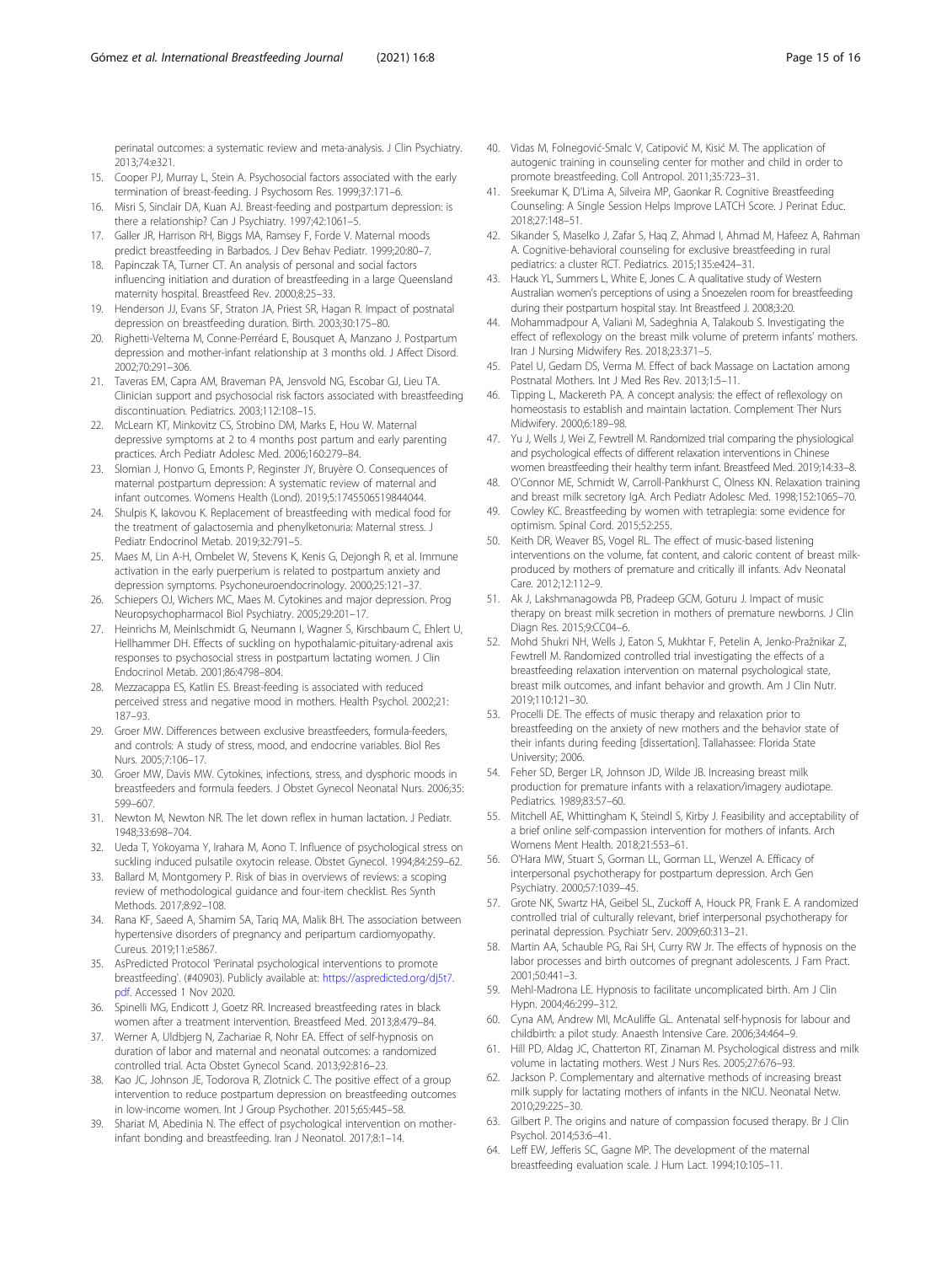perinatal outcomes: a systematic review and meta-analysis. J Clin Psychiatry. 2013;74:e321.

15. Cooper PJ, Murray L, Stein A. Psychosocial factors associated with the early termination of breast-feeding. J Psychosom Res. 1999;37:171–6.
16. Misri S, Sinclair DA, Kuan AJ. Breast-feeding and postpartum depression: is there a relationship? Can J Psychiatry. 1997;42:1061–5.
17. Galler JR, Harrison RH, Biggs MA, Ramsey F, Forde V. Maternal moods predict breastfeeding in Barbados. J Dev Behav Pediatr. 1999;20:80–7.
18. Papinczak TA, Turner CT. An analysis of personal and social factors influencing initiation and duration of breastfeeding in a large Queensland maternity hospital. Breastfeed Rev. 2000;8:25–33.
19. Henderson JJ, Evans SF, Straton JA, Priest SR, Hagan R. Impact of postnatal depression on breastfeeding duration. Birth. 2003;30:175–80.
20. Righetti-Veltema M, Conne-Perréard E, Bousquet A, Manzano J. Postpartum depression and mother-infant relationship at 3 months old. J Affect Disord. 2002;70:291–306.
21. Taveras EM, Capra AM, Braveman PA, Jensvold NG, Escobar GJ, Lieu TA. Clinician support and psychosocial risk factors associated with breastfeeding discontinuation. Pediatrics. 2003;112:108–15.
22. McLearn KT, Minkovitz CS, Strobino DM, Marks E, Hou W. Maternal depressive symptoms at 2 to 4 months post partum and early parenting practices. Arch Pediatr Adolesc Med. 2006;160:279–84.
23. Slomian J, Honvo G, Emonts P, Reginster JY, Bruyère O. Consequences of maternal postpartum depression: A systematic review of maternal and infant outcomes. Womens Health (Lond). 2019;5:1745506519844044.
24. Shulpis K, Iakovou K. Replacement of breastfeeding with medical food for the treatment of galactosemia and phenylketonuria: Maternal stress. J Pediatr Endocrinol Metab. 2019;32:791–5.
25. Maes M, Lin A-H, Ombelet W, Stevens K, Kenis G, Dejongh R, et al. Immune activation in the early puerperium is related to postpartum anxiety and depression symptoms. Psychoneuroendocrinology. 2000;25:121–37.
26. Schiepers OJ, Wichers MC, Maes M. Cytokines and major depression. Prog Neuropsychopharmacol Biol Psychiatry. 2005;29:201–17.
27. Heinrichs M, Meinlschmidt G, Neumann I, Wagner S, Kirschbaum C, Ehlert U, Hellhammer DH. Effects of suckling on hypothalamic-pituitary-adrenal axis responses to psychosocial stress in postpartum lactating women. J Clin Endocrinol Metab. 2001;86:4798–804.
28. Mezzacappa ES, Katlin ES. Breast-feeding is associated with reduced perceived stress and negative mood in mothers. Health Psychol. 2002;21:187–93.
29. Groer MW. Differences between exclusive breastfeeders, formula-feeders, and controls: A study of stress, mood, and endocrine variables. Biol Res Nurs. 2005;7:106–17.
30. Groer MW, Davis MW. Cytokines, infections, stress, and dysphoric moods in breastfeeders and formula feeders. J Obstet Gynecol Neonatal Nurs. 2006;35:599–607.
31. Newton M, Newton NR. The let down reflex in human lactation. J Pediatr. 1948;33:698–704.
32. Ueda T, Yokoyama Y, Irahara M, Aono T. Influence of psychological stress on suckling induced pulsatile oxytocin release. Obstet Gynecol. 1994;84:259–62.
33. Ballard M, Montgomery P. Risk of bias in overviews of reviews: a scoping review of methodological guidance and four-item checklist. Res Synth Methods. 2017;8:92–108.
34. Rana KF, Saeed A, Shamim SA, Tariq MA, Malik BH. The association between hypertensive disorders of pregnancy and peripartum cardiomyopathy. Cureus. 2019;11:e5867.
35. AsPredicted Protocol 'Perinatal psychological interventions to promote breastfeeding'. (#40903). Publicly available at: https://aspredicted.org/dj5t7.pdf. Accessed 1 Nov 2020.
36. Spinelli MG, Endicott J, Goetz RR. Increased breastfeeding rates in black women after a treatment intervention. Breastfeed Med. 2013;8:479–84.
37. Werner A, Uldbjerg N, Zachariae R, Nohr EA. Effect of self-hypnosis on duration of labor and maternal and neonatal outcomes: a randomized controlled trial. Acta Obstet Gynecol Scand. 2013;92:816–23.
38. Kao JC, Johnson JE, Todorova R, Zlotnick C. The positive effect of a group intervention to reduce postpartum depression on breastfeeding outcomes in low-income women. Int J Group Psychother. 2015;65:445–58.
39. Shariat M, Abedinia N. The effect of psychological intervention on mother-infant bonding and breastfeeding. Iran J Neonatol. 2017;8:1–14.
40. Vidas M, Folnegović-Smalc V, Catipović M, Kisić M. The application of autogenic training in counseling center for mother and child in order to promote breastfeeding. Coll Antropol. 2011;35:723–31.
41. Sreekumar K, D'Lima A, Silveira MP, Gaonkar R. Cognitive Breastfeeding Counseling: A Single Session Helps Improve LATCH Score. J Perinat Educ. 2018;27:148–51.
42. Sikander S, Maselko J, Zafar S, Haq Z, Ahmad I, Ahmad M, Hafeez A, Rahman A. Cognitive-behavioral counseling for exclusive breastfeeding in rural pediatrics: a cluster RCT. Pediatrics. 2015;135:e424–31.
43. Hauck YL, Summers L, White E, Jones C. A qualitative study of Western Australian women's perceptions of using a Snoezelen room for breastfeeding during their postpartum hospital stay. Int Breastfeed J. 2008;3:20.
44. Mohammadpour A, Valiani M, Sadeghnia A, Talakoub S. Investigating the effect of reflexology on the breast milk volume of preterm infants' mothers. Iran J Nursing Midwifery Res. 2018;23:371–5.
45. Patel U, Gedam DS, Verma M. Effect of back Massage on Lactation among Postnatal Mothers. Int J Med Res Rev. 2013;1:5–11.
46. Tipping L, Mackereth PA. A concept analysis: the effect of reflexology on homeostasis to establish and maintain lactation. Complement Ther Nurs Midwifery. 2000;6:189–98.
47. Yu J, Wells J, Wei Z, Fewtrell M. Randomized trial comparing the physiological and psychological effects of different relaxation interventions in Chinese women breastfeeding their healthy term infant. Breastfeed Med. 2019;14:33–8.
48. O'Connor ME, Schmidt W, Carroll-Pankhurst C, Olness KN. Relaxation training and breast milk secretory IgA. Arch Pediatr Adolesc Med. 1998;152:1065–70.
49. Cowley KC. Breastfeeding by women with tetraplegia: some evidence for optimism. Spinal Cord. 2015;52:255.
50. Keith DR, Weaver BS, Vogel RL. The effect of music-based listening interventions on the volume, fat content, and caloric content of breast milk-produced by mothers of premature and critically ill infants. Adv Neonatal Care. 2012;12:112–9.
51. Ak J, Lakshmanagowda PB, Pradeep GCM, Goturu J. Impact of music therapy on breast milk secretion in mothers of premature newborns. J Clin Diagn Res. 2015;9:CC04–6.
52. Mohd Shukri NH, Wells J, Eaton S, Mukhtar F, Petelin A, Jenko-Pražnikar Z, Fewtrell M. Randomized controlled trial investigating the effects of a breastfeeding relaxation intervention on maternal psychological state, breast milk outcomes, and infant behavior and growth. Am J Clin Nutr. 2019;110:121–30.
53. Procelli DE. The effects of music therapy and relaxation prior to breastfeeding on the anxiety of new mothers and the behavior state of their infants during feeding [dissertation]. Tallahassee: Florida State University; 2006.
54. Feher SD, Berger LR, Johnson JD, Wilde JB. Increasing breast milk production for premature infants with a relaxation/imagery audiotape. Pediatrics. 1989;83:57–60.
55. Mitchell AE, Whittingham K, Steindl S, Kirby J. Feasibility and acceptability of a brief online self-compassion intervention for mothers of infants. Arch Womens Ment Health. 2018;21:553–61.
56. O'Hara MW, Stuart S, Gorman LL, Gorman LL, Wenzel A. Efficacy of interpersonal psychotherapy for postpartum depression. Arch Gen Psychiatry. 2000;57:1039–45.
57. Grote NK, Swartz HA, Geibel SL, Zuckoff A, Houck PR, Frank E. A randomized controlled trial of culturally relevant, brief interpersonal psychotherapy for perinatal depression. Psychiatr Serv. 2009;60:313–21.
58. Martin AA, Schauble PG, Rai SH, Curry RW Jr. The effects of hypnosis on the labor processes and birth outcomes of pregnant adolescents. J Fam Pract. 2001;50:441–3.
59. Mehl-Madrona LE. Hypnosis to facilitate uncomplicated birth. Am J Clin Hypn. 2004;46:299–312.
60. Cyna AM, Andrew MI, McAuliffe GL. Antenatal self-hypnosis for labour and childbirth: a pilot study. Anaesth Intensive Care. 2006;34:464–9.
61. Hill PD, Aldag JC, Chatterton RT, Zinaman M. Psychological distress and milk volume in lactating mothers. West J Nurs Res. 2005;27:676–93.
62. Jackson P. Complementary and alternative methods of increasing breast milk supply for lactating mothers of infants in the NICU. Neonatal Netw. 2010;29:225–30.
63. Gilbert P. The origins and nature of compassion focused therapy. Br J Clin Psychol. 2014;53:6–41.
64. Leff EW, Jefferis SC, Gagne MP. The development of the maternal breastfeeding evaluation scale. J Hum Lact. 1994;10:105–11.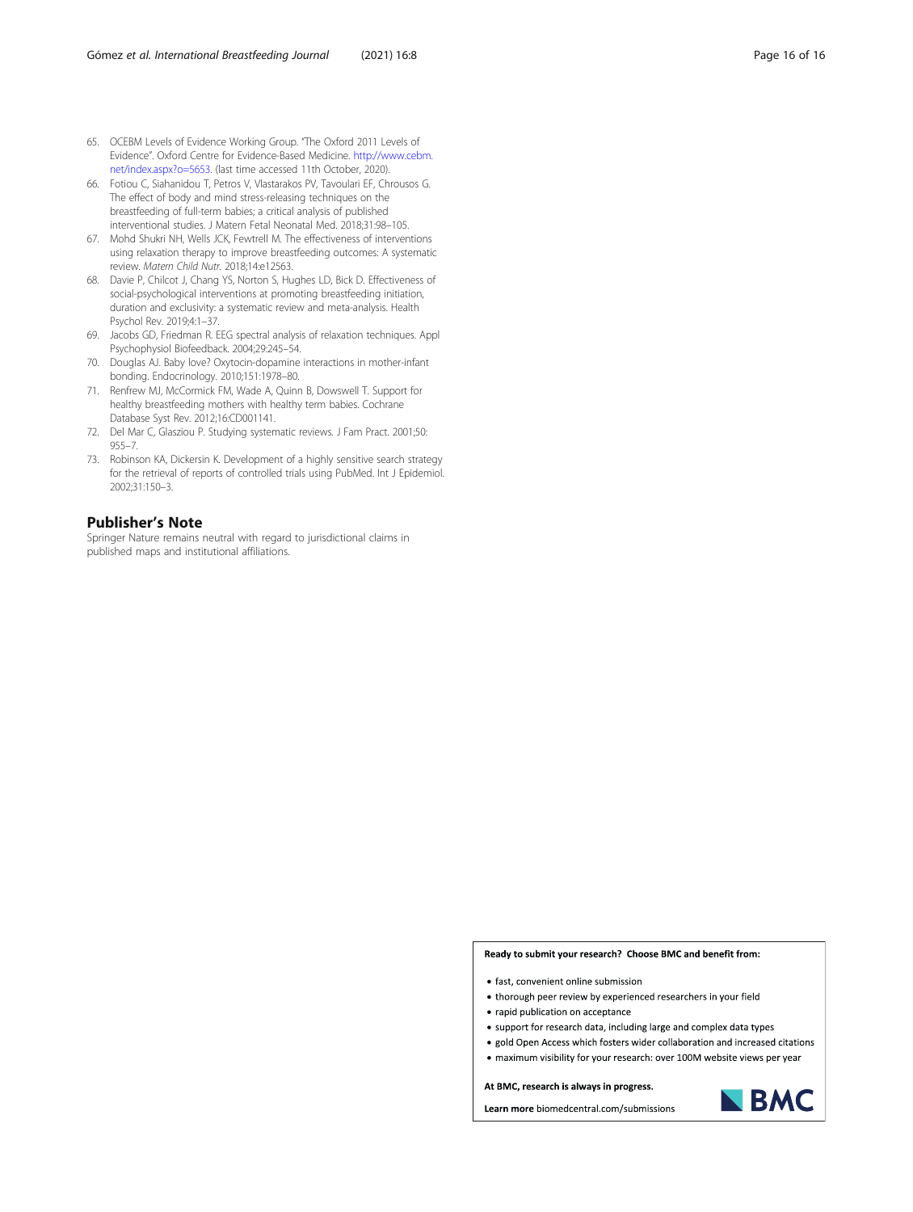65. OCEBM Levels of Evidence Working Group. "The Oxford 2011 Levels of Evidence". Oxford Centre for Evidence-Based Medicine. http://www.cebm.net/index.aspx?o=5653. (last time accessed 11th October, 2020).
66. Fotiou C, Siahanidou T, Petros V, Vlastarakos PV, Tavoulari EF, Chrousos G. The effect of body and mind stress-releasing techniques on the breastfeeding of full-term babies; a critical analysis of published interventional studies. J Matern Fetal Neonatal Med. 2018;31:98–105.
67. Mohd Shukri NH, Wells JCK, Fewtrell M. The effectiveness of interventions using relaxation therapy to improve breastfeeding outcomes: A systematic review. *Matern Child Nutr.* 2018;14:e12563.
68. Davie P, Chilcot J, Chang YS, Norton S, Hughes LD, Bick D. Effectiveness of social-psychological interventions at promoting breastfeeding initiation, duration and exclusivity: a systematic review and meta-analysis. Health Psychol Rev. 2019;4:1–37.
69. Jacobs GD, Friedman R. EEG spectral analysis of relaxation techniques. Appl Psychophysiol Biofeedback. 2004;29:245–54.
70. Douglas AJ. Baby love? Oxytocin-dopamine interactions in mother-infant bonding. Endocrinology. 2010;151:1978–80.
71. Renfrew MJ, McCormick FM, Wade A, Quinn B, Dowswell T. Support for healthy breastfeeding mothers with healthy term babies. Cochrane Database Syst Rev. 2012;16:CD001141.
72. Del Mar C, Glasziou P. Studying systematic reviews. J Fam Pract. 2001;50:955–7.
73. Robinson KA, Dickersin K. Development of a highly sensitive search strategy for the retrieval of reports of controlled trials using PubMed. Int J Epidemiol. 2002;31:150–3.

## Publisher's Note

Springer Nature remains neutral with regard to jurisdictional claims in published maps and institutional affiliations.

**Ready to submit your research? Choose BMC and benefit from:**

- fast, convenient online submission
- thorough peer review by experienced researchers in your field
- rapid publication on acceptance
- support for research data, including large and complex data types
- gold Open Access which fosters wider collaboration and increased citations
- maximum visibility for your research: over 100M website views per year

**At BMC, research is always in progress.**

**Learn more** biomedcentral.com/submissions

BMC